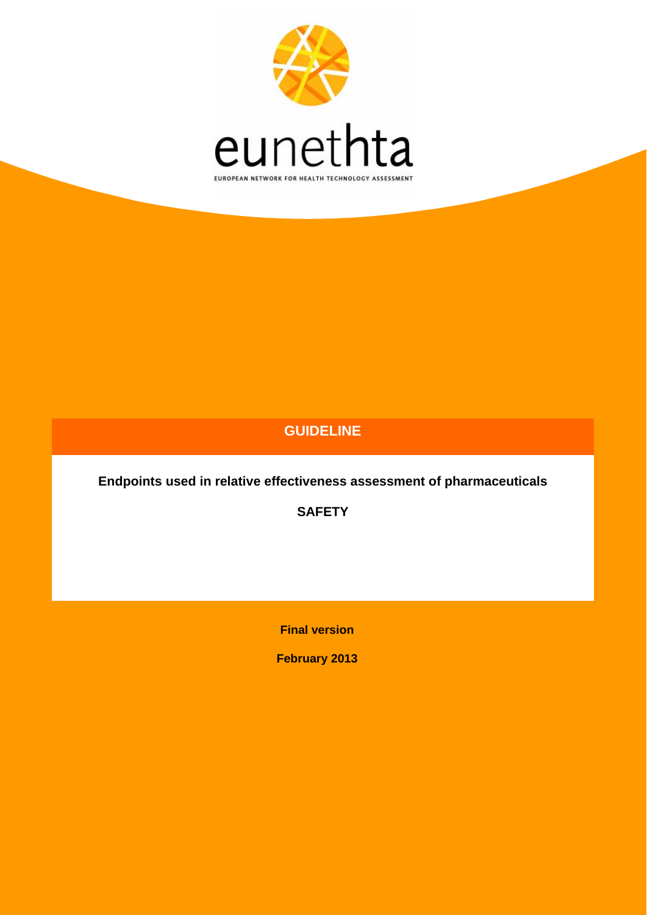eunethta

EUROPEAN NETWORK FOR HEALTH TECHNOLOGY ASSESSMENT

# GUIDELINE

## Endpoints used in relative effectiveness assessment of pharmaceuticals

## SAFETY

**Final version**

**February 2013**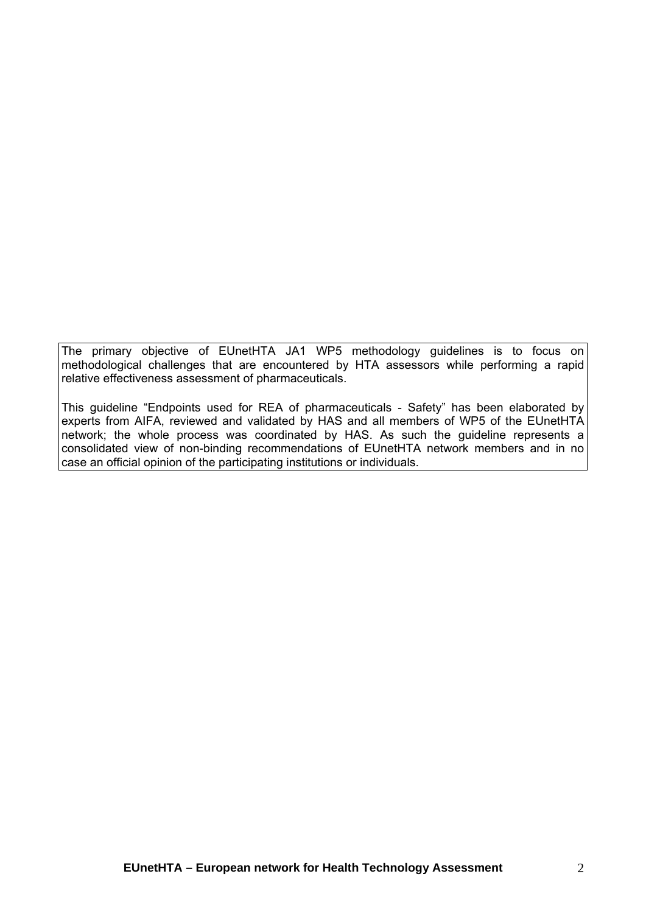The primary objective of EUnetHTA JA1 WP5 methodology guidelines is to focus on methodological challenges that are encountered by HTA assessors while performing a rapid relative effectiveness assessment of pharmaceuticals.

This guideline "Endpoints used for REA of pharmaceuticals - Safety" has been elaborated by experts from AIFA, reviewed and validated by HAS and all members of WP5 of the EUnetHTA network; the whole process was coordinated by HAS. As such the guideline represents a consolidated view of non-binding recommendations of EUnetHTA network members and in no case an official opinion of the participating institutions or individuals.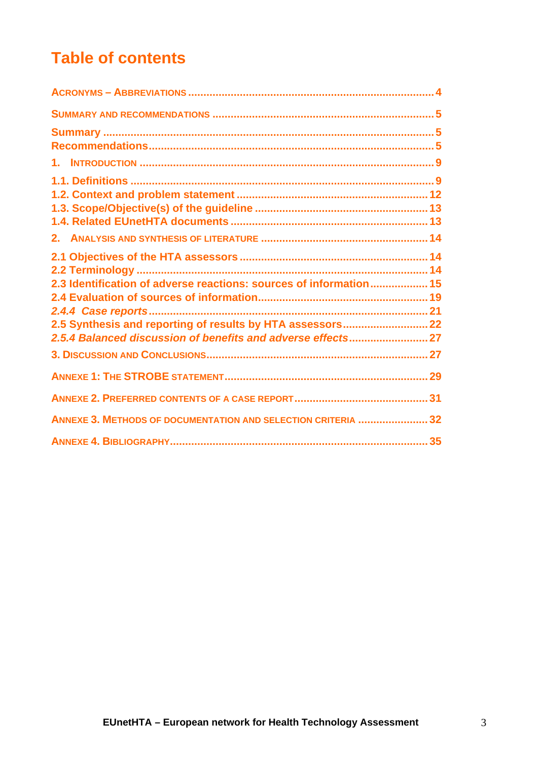# Table of contents

ACRONYMS – ABBREVIATIONS .......... 4

SUMMARY AND RECOMMENDATIONS .......... 5

Summary .......... 5
Recommendations .......... 5

1. INTRODUCTION .......... 9

1.1. Definitions .......... 9
1.2. Context and problem statement .......... 12
1.3. Scope/Objective(s) of the guideline .......... 13
1.4. Related EUnetHTA documents .......... 13

2. ANALYSIS AND SYNTHESIS OF LITERATURE .......... 14

2.1 Objectives of the HTA assessors .......... 14
2.2 Terminology .......... 14
2.3 Identification of adverse reactions: sources of information .......... 15
2.4 Evaluation of sources of information .......... 19
*2.4.4 Case reports* .......... 21
2.5 Synthesis and reporting of results by HTA assessors .......... 22
*2.5.4 Balanced discussion of benefits and adverse effects* .......... 27

3. DISCUSSION AND CONCLUSIONS .......... 27

ANNEXE 1: THE STROBE STATEMENT .......... 29

ANNEXE 2. PREFERRED CONTENTS OF A CASE REPORT .......... 31

ANNEXE 3. METHODS OF DOCUMENTATION AND SELECTION CRITERIA .......... 32

ANNEXE 4. BIBLIOGRAPHY .......... 35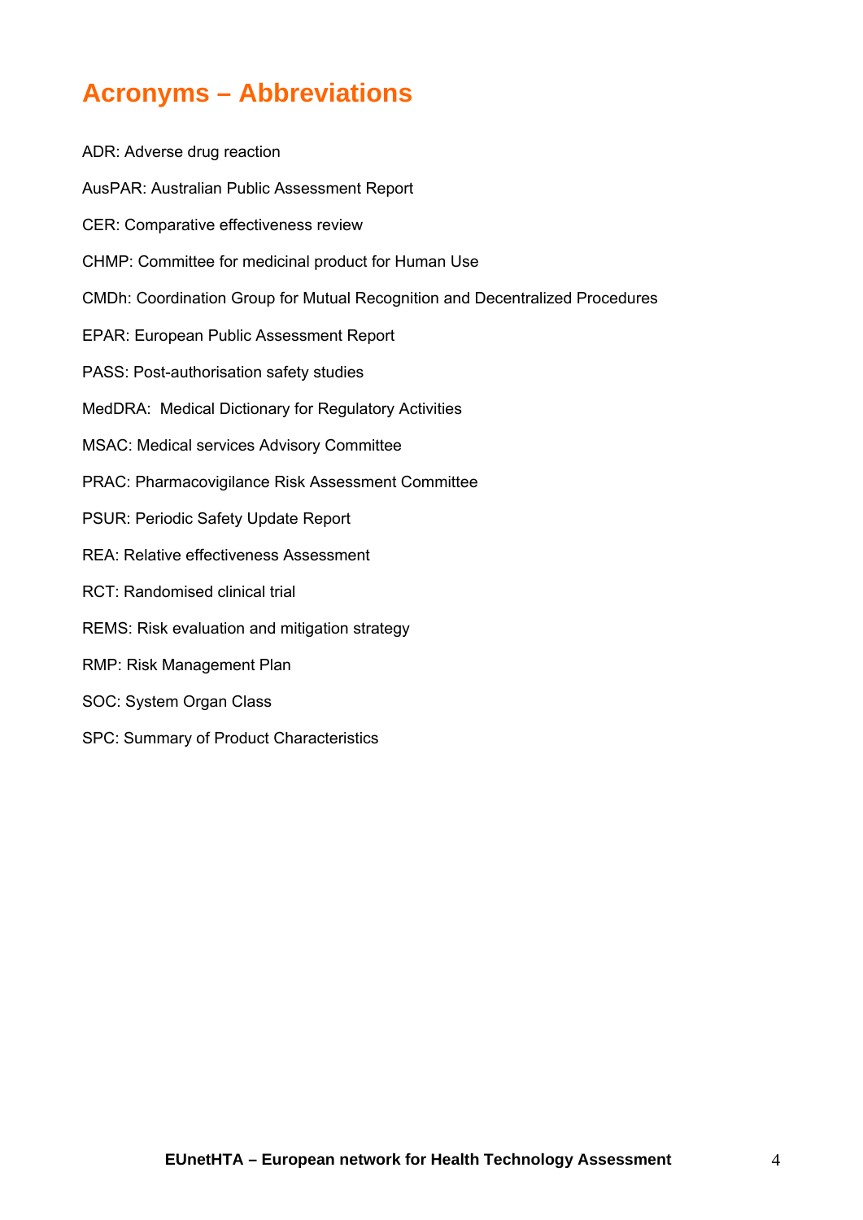# Acronyms – Abbreviations

ADR: Adverse drug reaction

AusPAR: Australian Public Assessment Report

CER: Comparative effectiveness review

CHMP: Committee for medicinal product for Human Use

CMDh: Coordination Group for Mutual Recognition and Decentralized Procedures

EPAR: European Public Assessment Report

PASS: Post-authorisation safety studies

MedDRA: Medical Dictionary for Regulatory Activities

MSAC: Medical services Advisory Committee

PRAC: Pharmacovigilance Risk Assessment Committee

PSUR: Periodic Safety Update Report

REA: Relative effectiveness Assessment

RCT: Randomised clinical trial

REMS: Risk evaluation and mitigation strategy

RMP: Risk Management Plan

SOC: System Organ Class

SPC: Summary of Product Characteristics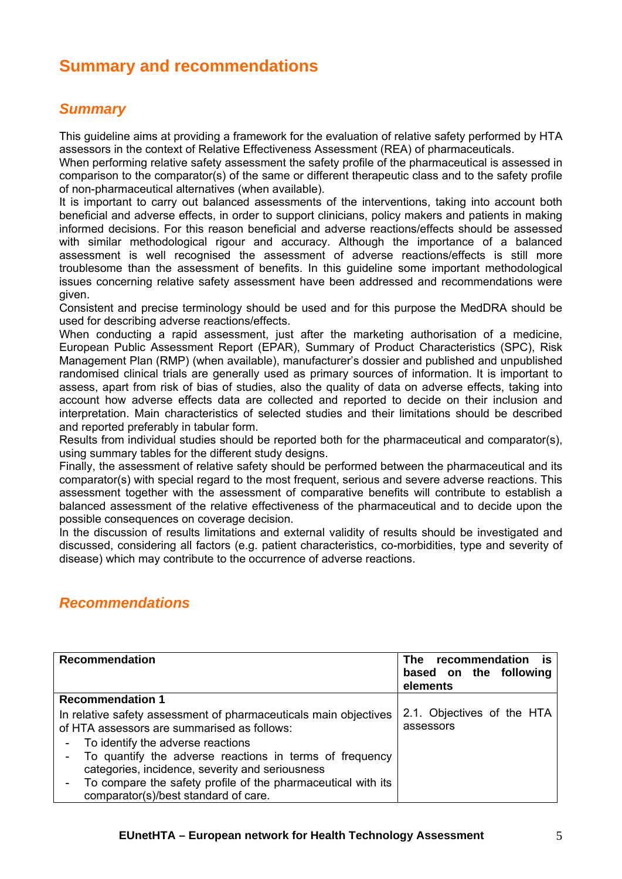# Summary and recommendations

## *Summary*

This guideline aims at providing a framework for the evaluation of relative safety performed by HTA assessors in the context of Relative Effectiveness Assessment (REA) of pharmaceuticals.
When performing relative safety assessment the safety profile of the pharmaceutical is assessed in comparison to the comparator(s) of the same or different therapeutic class and to the safety profile of non-pharmaceutical alternatives (when available).
It is important to carry out balanced assessments of the interventions, taking into account both beneficial and adverse effects, in order to support clinicians, policy makers and patients in making informed decisions. For this reason beneficial and adverse reactions/effects should be assessed with similar methodological rigour and accuracy. Although the importance of a balanced assessment is well recognised the assessment of adverse reactions/effects is still more troublesome than the assessment of benefits. In this guideline some important methodological issues concerning relative safety assessment have been addressed and recommendations were given.
Consistent and precise terminology should be used and for this purpose the MedDRA should be used for describing adverse reactions/effects.
When conducting a rapid assessment, just after the marketing authorisation of a medicine, European Public Assessment Report (EPAR), Summary of Product Characteristics (SPC), Risk Management Plan (RMP) (when available), manufacturer's dossier and published and unpublished randomised clinical trials are generally used as primary sources of information. It is important to assess, apart from risk of bias of studies, also the quality of data on adverse effects, taking into account how adverse effects data are collected and reported to decide on their inclusion and interpretation. Main characteristics of selected studies and their limitations should be described and reported preferably in tabular form.
Results from individual studies should be reported both for the pharmaceutical and comparator(s), using summary tables for the different study designs.
Finally, the assessment of relative safety should be performed between the pharmaceutical and its comparator(s) with special regard to the most frequent, serious and severe adverse reactions. This assessment together with the assessment of comparative benefits will contribute to establish a balanced assessment of the relative effectiveness of the pharmaceutical and to decide upon the possible consequences on coverage decision.
In the discussion of results limitations and external validity of results should be investigated and discussed, considering all factors (e.g. patient characteristics, co-morbidities, type and severity of disease) which may contribute to the occurrence of adverse reactions.

## *Recommendations*

| Recommendation | The recommendation is based on the following elements |
|---|---|
| **Recommendation 1**<br>In relative safety assessment of pharmaceuticals main objectives of HTA assessors are summarised as follows:<br>- To identify the adverse reactions<br>- To quantify the adverse reactions in terms of frequency categories, incidence, severity and seriousness<br>- To compare the safety profile of the pharmaceutical with its comparator(s)/best standard of care. | 2.1. Objectives of the HTA assessors |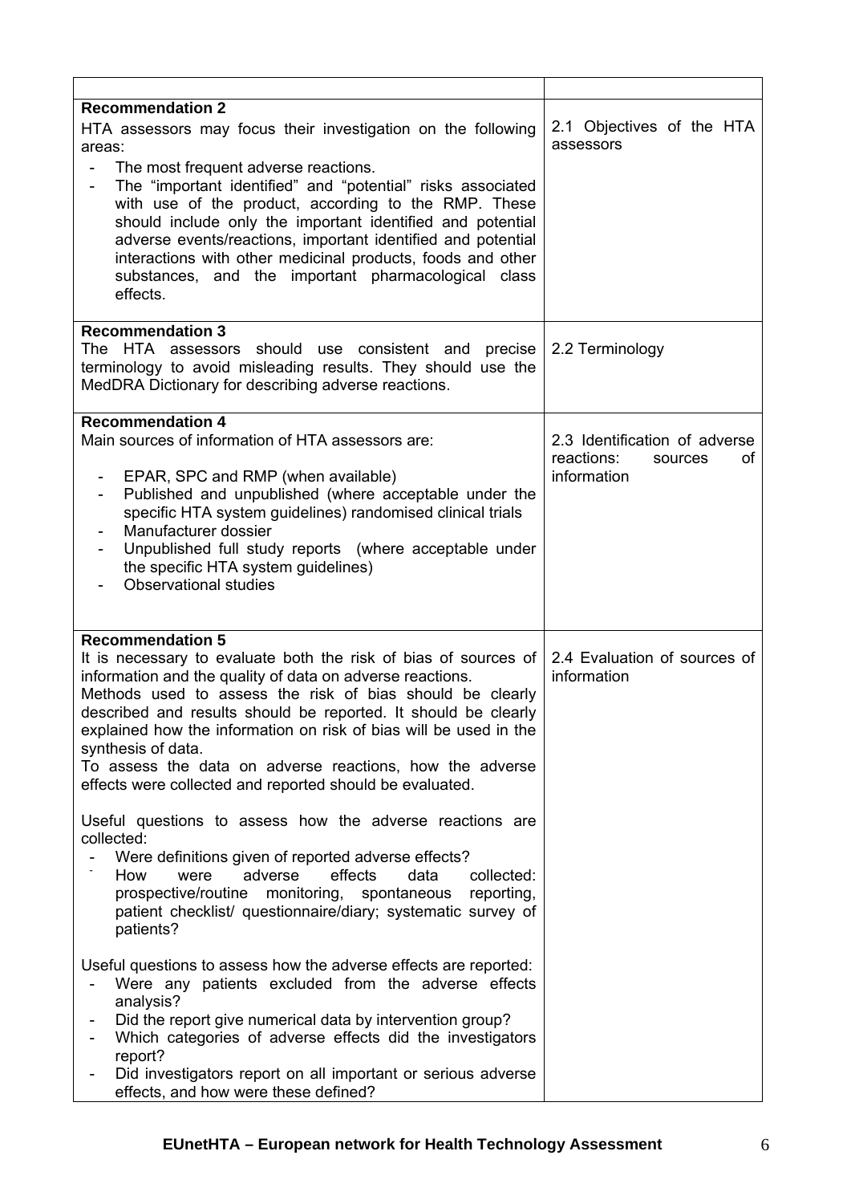| | |
|---|---|
| **Recommendation 2**<br>HTA assessors may focus their investigation on the following areas:<br>- The most frequent adverse reactions.<br>- The "important identified" and "potential" risks associated with use of the product, according to the RMP. These should include only the important identified and potential adverse events/reactions, important identified and potential interactions with other medicinal products, foods and other substances, and the important pharmacological class effects. | 2.1 Objectives of the HTA assessors |
| **Recommendation 3**<br>The HTA assessors should use consistent and precise terminology to avoid misleading results. They should use the MedDRA Dictionary for describing adverse reactions. | 2.2 Terminology |
| **Recommendation 4**<br>Main sources of information of HTA assessors are:<br>- EPAR, SPC and RMP (when available)<br>- Published and unpublished (where acceptable under the specific HTA system guidelines) randomised clinical trials<br>- Manufacturer dossier<br>- Unpublished full study reports (where acceptable under the specific HTA system guidelines)<br>- Observational studies | 2.3 Identification of adverse reactions: sources of information |
| **Recommendation 5**<br>It is necessary to evaluate both the risk of bias of sources of information and the quality of data on adverse reactions.<br>Methods used to assess the risk of bias should be clearly described and results should be reported. It should be clearly explained how the information on risk of bias will be used in the synthesis of data.<br>To assess the data on adverse reactions, how the adverse effects were collected and reported should be evaluated.<br><br>Useful questions to assess how the adverse reactions are collected:<br>- Were definitions given of reported adverse effects?<br>- How were adverse effects data collected: prospective/routine monitoring, spontaneous reporting, patient checklist/ questionnaire/diary; systematic survey of patients?<br><br>Useful questions to assess how the adverse effects are reported:<br>- Were any patients excluded from the adverse effects analysis?<br>- Did the report give numerical data by intervention group?<br>- Which categories of adverse effects did the investigators report?<br>- Did investigators report on all important or serious adverse effects, and how were these defined? | 2.4 Evaluation of sources of information |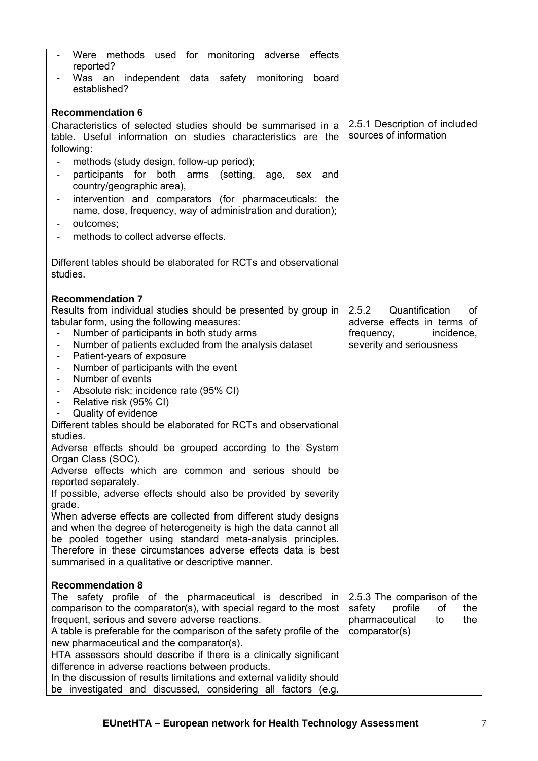| | |
|---|---|
| - Were methods used for monitoring adverse effects reported?<br>- Was an independent data safety monitoring board established? | |
| **Recommendation 6**<br>Characteristics of selected studies should be summarised in a table. Useful information on studies characteristics are the following:<br>- methods (study design, follow-up period);<br>- participants for both arms (setting, age, sex and country/geographic area),<br>- intervention and comparators (for pharmaceuticals: the name, dose, frequency, way of administration and duration);<br>- outcomes;<br>- methods to collect adverse effects.<br><br>Different tables should be elaborated for RCTs and observational studies. | 2.5.1 Description of included sources of information |
| **Recommendation 7**<br>Results from individual studies should be presented by group in tabular form, using the following measures:<br>- Number of participants in both study arms<br>- Number of patients excluded from the analysis dataset<br>- Patient-years of exposure<br>- Number of participants with the event<br>- Number of events<br>- Absolute risk; incidence rate (95% CI)<br>- Relative risk (95% CI)<br>- Quality of evidence<br>Different tables should be elaborated for RCTs and observational studies.<br>Adverse effects should be grouped according to the System Organ Class (SOC).<br>Adverse effects which are common and serious should be reported separately.<br>If possible, adverse effects should also be provided by severity grade.<br>When adverse effects are collected from different study designs and when the degree of heterogeneity is high the data cannot all be pooled together using standard meta-analysis principles. Therefore in these circumstances adverse effects data is best summarised in a qualitative or descriptive manner. | 2.5.2 Quantification of adverse effects in terms of frequency, incidence, severity and seriousness |
| **Recommendation 8**<br>The safety profile of the pharmaceutical is described in comparison to the comparator(s), with special regard to the most frequent, serious and severe adverse reactions.<br>A table is preferable for the comparison of the safety profile of the new pharmaceutical and the comparator(s).<br>HTA assessors should describe if there is a clinically significant difference in adverse reactions between products.<br>In the discussion of results limitations and external validity should be investigated and discussed, considering all factors (e.g. | 2.5.3 The comparison of the safety profile of the pharmaceutical to the comparator(s) |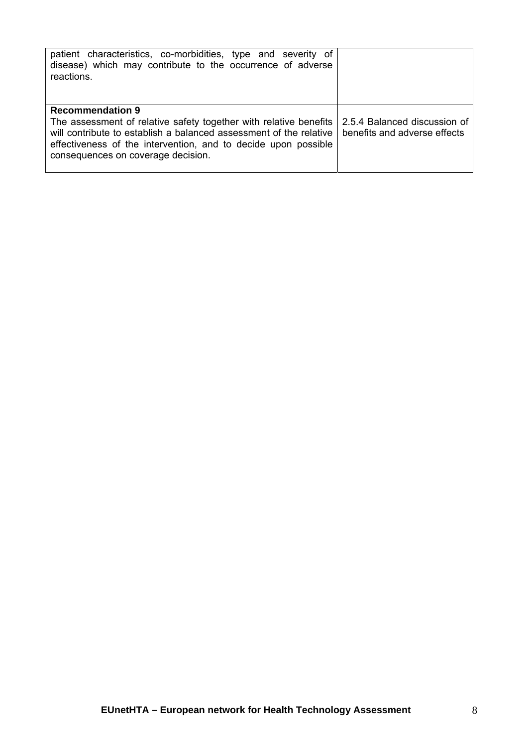| | |
|---|---|
| patient characteristics, co-morbidities, type and severity of disease) which may contribute to the occurrence of adverse reactions. | |
| **Recommendation 9**<br>The assessment of relative safety together with relative benefits will contribute to establish a balanced assessment of the relative effectiveness of the intervention, and to decide upon possible consequences on coverage decision. | 2.5.4 Balanced discussion of benefits and adverse effects |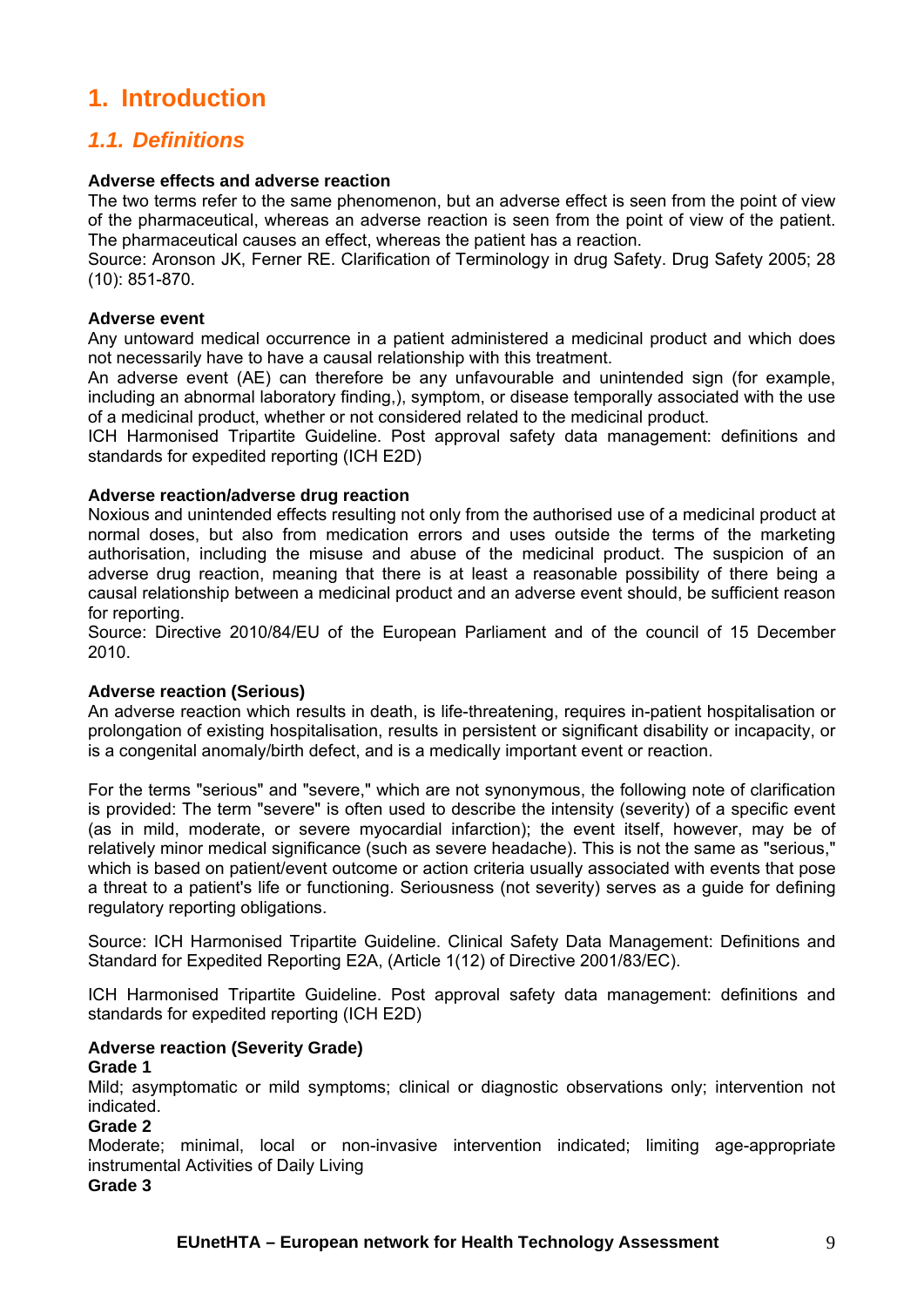# 1. Introduction

## 1.1. Definitions

**Adverse effects and adverse reaction**

The two terms refer to the same phenomenon, but an adverse effect is seen from the point of view of the pharmaceutical, whereas an adverse reaction is seen from the point of view of the patient. The pharmaceutical causes an effect, whereas the patient has a reaction.

Source: Aronson JK, Ferner RE. Clarification of Terminology in drug Safety. Drug Safety 2005; 28 (10): 851-870.

**Adverse event**

Any untoward medical occurrence in a patient administered a medicinal product and which does not necessarily have to have a causal relationship with this treatment.

An adverse event (AE) can therefore be any unfavourable and unintended sign (for example, including an abnormal laboratory finding,), symptom, or disease temporally associated with the use of a medicinal product, whether or not considered related to the medicinal product.

ICH Harmonised Tripartite Guideline. Post approval safety data management: definitions and standards for expedited reporting (ICH E2D)

**Adverse reaction/adverse drug reaction**

Noxious and unintended effects resulting not only from the authorised use of a medicinal product at normal doses, but also from medication errors and uses outside the terms of the marketing authorisation, including the misuse and abuse of the medicinal product. The suspicion of an adverse drug reaction, meaning that there is at least a reasonable possibility of there being a causal relationship between a medicinal product and an adverse event should, be sufficient reason for reporting.

Source: Directive 2010/84/EU of the European Parliament and of the council of 15 December 2010.

**Adverse reaction (Serious)**

An adverse reaction which results in death, is life-threatening, requires in-patient hospitalisation or prolongation of existing hospitalisation, results in persistent or significant disability or incapacity, or is a congenital anomaly/birth defect, and is a medically important event or reaction.

For the terms "serious" and "severe," which are not synonymous, the following note of clarification is provided: The term "severe" is often used to describe the intensity (severity) of a specific event (as in mild, moderate, or severe myocardial infarction); the event itself, however, may be of relatively minor medical significance (such as severe headache). This is not the same as "serious," which is based on patient/event outcome or action criteria usually associated with events that pose a threat to a patient's life or functioning. Seriousness (not severity) serves as a guide for defining regulatory reporting obligations.

Source: ICH Harmonised Tripartite Guideline. Clinical Safety Data Management: Definitions and Standard for Expedited Reporting E2A, (Article 1(12) of Directive 2001/83/EC).

ICH Harmonised Tripartite Guideline. Post approval safety data management: definitions and standards for expedited reporting (ICH E2D)

**Adverse reaction (Severity Grade)**

**Grade 1**

Mild; asymptomatic or mild symptoms; clinical or diagnostic observations only; intervention not indicated.

**Grade 2**

Moderate; minimal, local or non-invasive intervention indicated; limiting age-appropriate instrumental Activities of Daily Living

**Grade 3**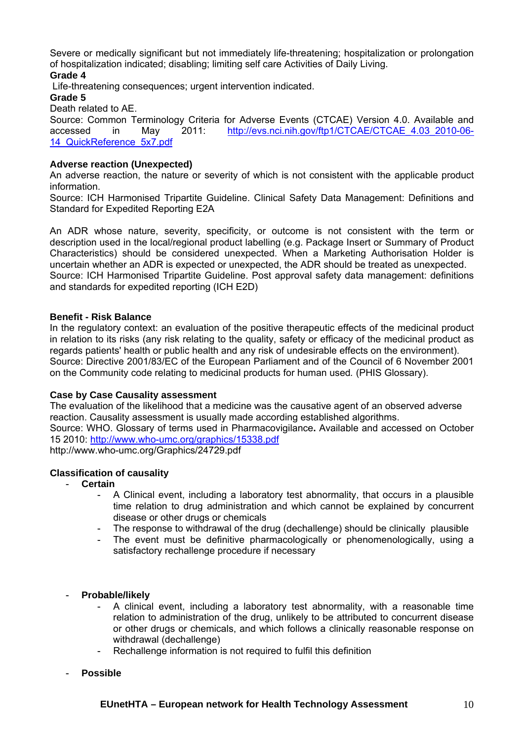Severe or medically significant but not immediately life-threatening; hospitalization or prolongation of hospitalization indicated; disabling; limiting self care Activities of Daily Living.

**Grade 4**

Life-threatening consequences; urgent intervention indicated.

**Grade 5**

Death related to AE.

Source: Common Terminology Criteria for Adverse Events (CTCAE) Version 4.0. Available and accessed in May 2011: http://evs.nci.nih.gov/ftp1/CTCAE/CTCAE_4.03_2010-06-14_QuickReference_5x7.pdf

**Adverse reaction (Unexpected)**

An adverse reaction, the nature or severity of which is not consistent with the applicable product information.

Source: ICH Harmonised Tripartite Guideline. Clinical Safety Data Management: Definitions and Standard for Expedited Reporting E2A

An ADR whose nature, severity, specificity, or outcome is not consistent with the term or description used in the local/regional product labelling (e.g. Package Insert or Summary of Product Characteristics) should be considered unexpected. When a Marketing Authorisation Holder is uncertain whether an ADR is expected or unexpected, the ADR should be treated as unexpected.

Source: ICH Harmonised Tripartite Guideline. Post approval safety data management: definitions and standards for expedited reporting (ICH E2D)

**Benefit - Risk Balance**

In the regulatory context: an evaluation of the positive therapeutic effects of the medicinal product in relation to its risks (any risk relating to the quality, safety or efficacy of the medicinal product as regards patients' health or public health and any risk of undesirable effects on the environment).

Source: Directive 2001/83/EC of the European Parliament and of the Council of 6 November 2001 on the Community code relating to medicinal products for human used*.* (PHIS Glossary).

**Case by Case Causality assessment**

The evaluation of the likelihood that a medicine was the causative agent of an observed adverse reaction. Causality assessment is usually made according established algorithms.

Source: WHO. Glossary of terms used in Pharmacovigilance**.** Available and accessed on October 15 2010: http://www.who-umc.org/graphics/15338.pdf
http://www.who-umc.org/Graphics/24729.pdf

**Classification of causality**

- **Certain**
  - A Clinical event, including a laboratory test abnormality, that occurs in a plausible time relation to drug administration and which cannot be explained by concurrent disease or other drugs or chemicals
  - The response to withdrawal of the drug (dechallenge) should be clinically plausible
  - The event must be definitive pharmacologically or phenomenologically, using a satisfactory rechallenge procedure if necessary

- **Probable/likely**
  - A clinical event, including a laboratory test abnormality, with a reasonable time relation to administration of the drug, unlikely to be attributed to concurrent disease or other drugs or chemicals, and which follows a clinically reasonable response on withdrawal (dechallenge)
  - Rechallenge information is not required to fulfil this definition

- **Possible**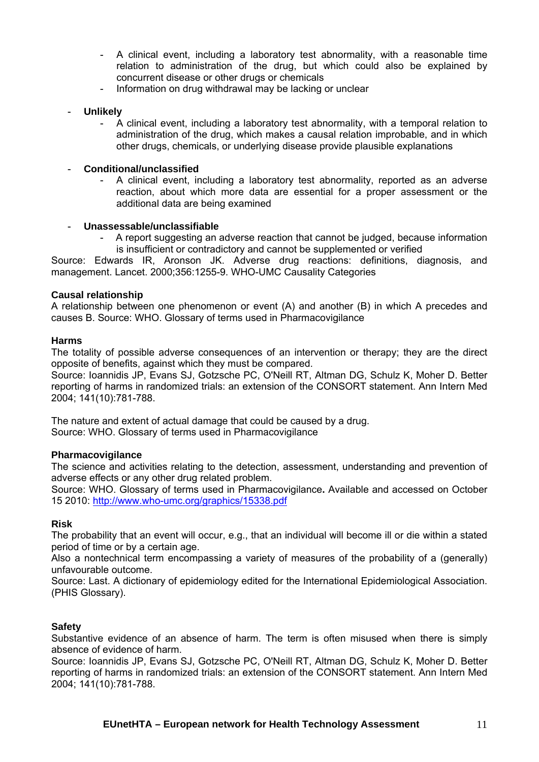- A clinical event, including a laboratory test abnormality, with a reasonable time relation to administration of the drug, but which could also be explained by concurrent disease or other drugs or chemicals
    - Information on drug withdrawal may be lacking or unclear

- **Unlikely**
    - A clinical event, including a laboratory test abnormality, with a temporal relation to administration of the drug, which makes a causal relation improbable, and in which other drugs, chemicals, or underlying disease provide plausible explanations

- **Conditional/unclassified**
    - A clinical event, including a laboratory test abnormality, reported as an adverse reaction, about which more data are essential for a proper assessment or the additional data are being examined

- **Unassessable/unclassifiable**
    - A report suggesting an adverse reaction that cannot be judged, because information is insufficient or contradictory and cannot be supplemented or verified

Source: Edwards IR, Aronson JK. Adverse drug reactions: definitions, diagnosis, and management. Lancet. 2000;356:1255-9. WHO-UMC Causality Categories

**Causal relationship**

A relationship between one phenomenon or event (A) and another (B) in which A precedes and causes B. Source: WHO. Glossary of terms used in Pharmacovigilance

**Harms**

The totality of possible adverse consequences of an intervention or therapy; they are the direct opposite of benefits, against which they must be compared.

Source: Ioannidis JP, Evans SJ, Gotzsche PC, O'Neill RT, Altman DG, Schulz K, Moher D. Better reporting of harms in randomized trials: an extension of the CONSORT statement. Ann Intern Med 2004; 141(10):781-788.

The nature and extent of actual damage that could be caused by a drug.

Source: WHO. Glossary of terms used in Pharmacovigilance

**Pharmacovigilance**

The science and activities relating to the detection, assessment, understanding and prevention of adverse effects or any other drug related problem.

Source: WHO. Glossary of terms used in Pharmacovigilance**.** Available and accessed on October 15 2010: http://www.who-umc.org/graphics/15338.pdf

**Risk**

The probability that an event will occur, e.g., that an individual will become ill or die within a stated period of time or by a certain age.

Also a nontechnical term encompassing a variety of measures of the probability of a (generally) unfavourable outcome.

Source: Last. A dictionary of epidemiology edited for the International Epidemiological Association. (PHIS Glossary).

**Safety**

Substantive evidence of an absence of harm. The term is often misused when there is simply absence of evidence of harm.

Source: Ioannidis JP, Evans SJ, Gotzsche PC, O'Neill RT, Altman DG, Schulz K, Moher D. Better reporting of harms in randomized trials: an extension of the CONSORT statement. Ann Intern Med 2004; 141(10):781-788.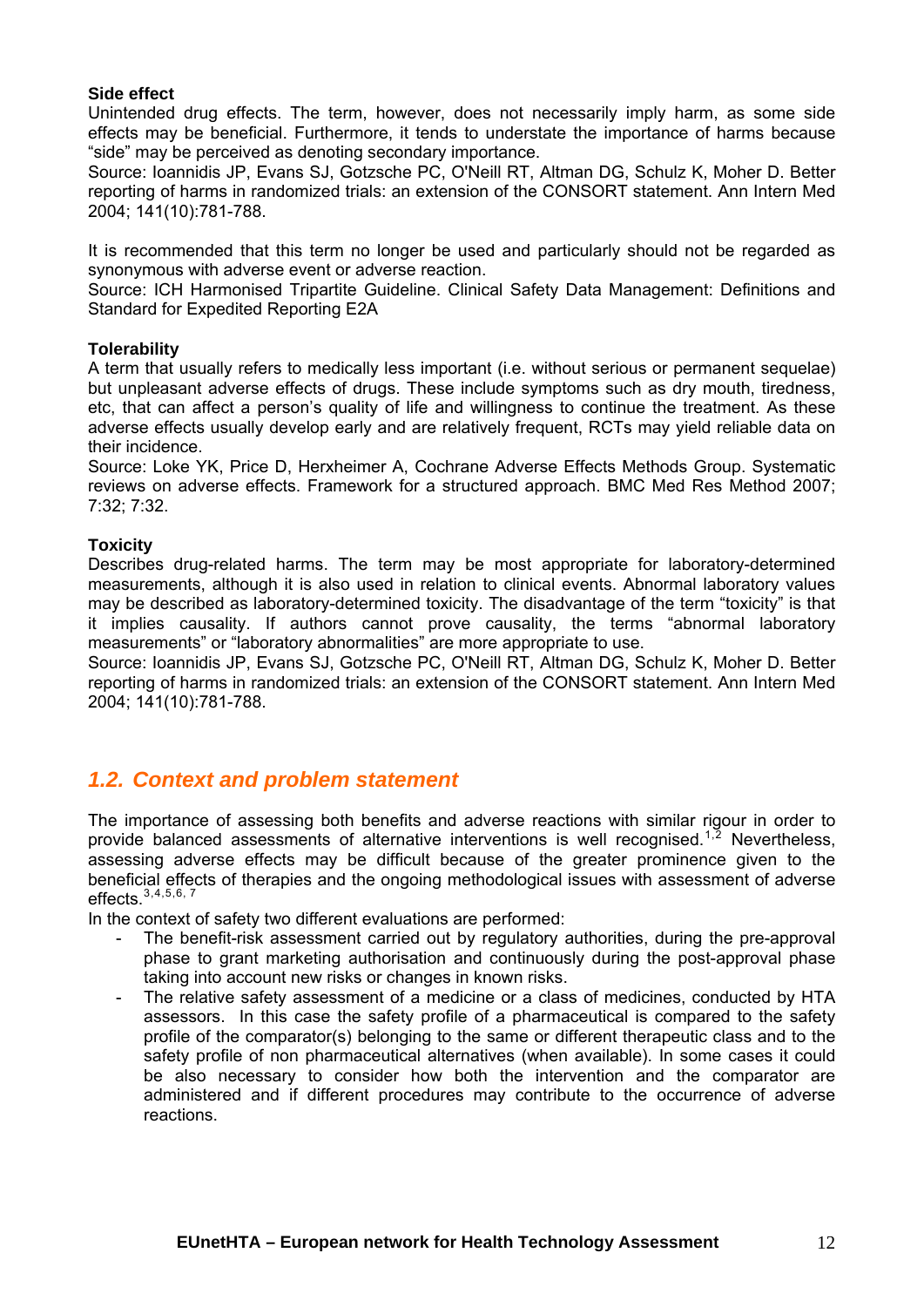**Side effect**

Unintended drug effects. The term, however, does not necessarily imply harm, as some side effects may be beneficial. Furthermore, it tends to understate the importance of harms because "side" may be perceived as denoting secondary importance.

Source: Ioannidis JP, Evans SJ, Gotzsche PC, O'Neill RT, Altman DG, Schulz K, Moher D. Better reporting of harms in randomized trials: an extension of the CONSORT statement. Ann Intern Med 2004; 141(10):781-788.

It is recommended that this term no longer be used and particularly should not be regarded as synonymous with adverse event or adverse reaction.

Source: ICH Harmonised Tripartite Guideline. Clinical Safety Data Management: Definitions and Standard for Expedited Reporting E2A

**Tolerability**

A term that usually refers to medically less important (i.e. without serious or permanent sequelae) but unpleasant adverse effects of drugs. These include symptoms such as dry mouth, tiredness, etc, that can affect a person's quality of life and willingness to continue the treatment. As these adverse effects usually develop early and are relatively frequent, RCTs may yield reliable data on their incidence.

Source: Loke YK, Price D, Herxheimer A, Cochrane Adverse Effects Methods Group. Systematic reviews on adverse effects. Framework for a structured approach. BMC Med Res Method 2007; 7:32; 7:32.

**Toxicity**

Describes drug-related harms. The term may be most appropriate for laboratory-determined measurements, although it is also used in relation to clinical events. Abnormal laboratory values may be described as laboratory-determined toxicity. The disadvantage of the term "toxicity" is that it implies causality. If authors cannot prove causality, the terms "abnormal laboratory measurements" or "laboratory abnormalities" are more appropriate to use.

Source: Ioannidis JP, Evans SJ, Gotzsche PC, O'Neill RT, Altman DG, Schulz K, Moher D. Better reporting of harms in randomized trials: an extension of the CONSORT statement. Ann Intern Med 2004; 141(10):781-788.

## *1.2. Context and problem statement*

The importance of assessing both benefits and adverse reactions with similar rigour in order to provide balanced assessments of alternative interventions is well recognised.[1,2] Nevertheless, assessing adverse effects may be difficult because of the greater prominence given to the beneficial effects of therapies and the ongoing methodological issues with assessment of adverse effects.[3,4,5,6,7]

In the context of safety two different evaluations are performed:

- The benefit-risk assessment carried out by regulatory authorities, during the pre-approval phase to grant marketing authorisation and continuously during the post-approval phase taking into account new risks or changes in known risks.
- The relative safety assessment of a medicine or a class of medicines, conducted by HTA assessors. In this case the safety profile of a pharmaceutical is compared to the safety profile of the comparator(s) belonging to the same or different therapeutic class and to the safety profile of non pharmaceutical alternatives (when available). In some cases it could be also necessary to consider how both the intervention and the comparator are administered and if different procedures may contribute to the occurrence of adverse reactions.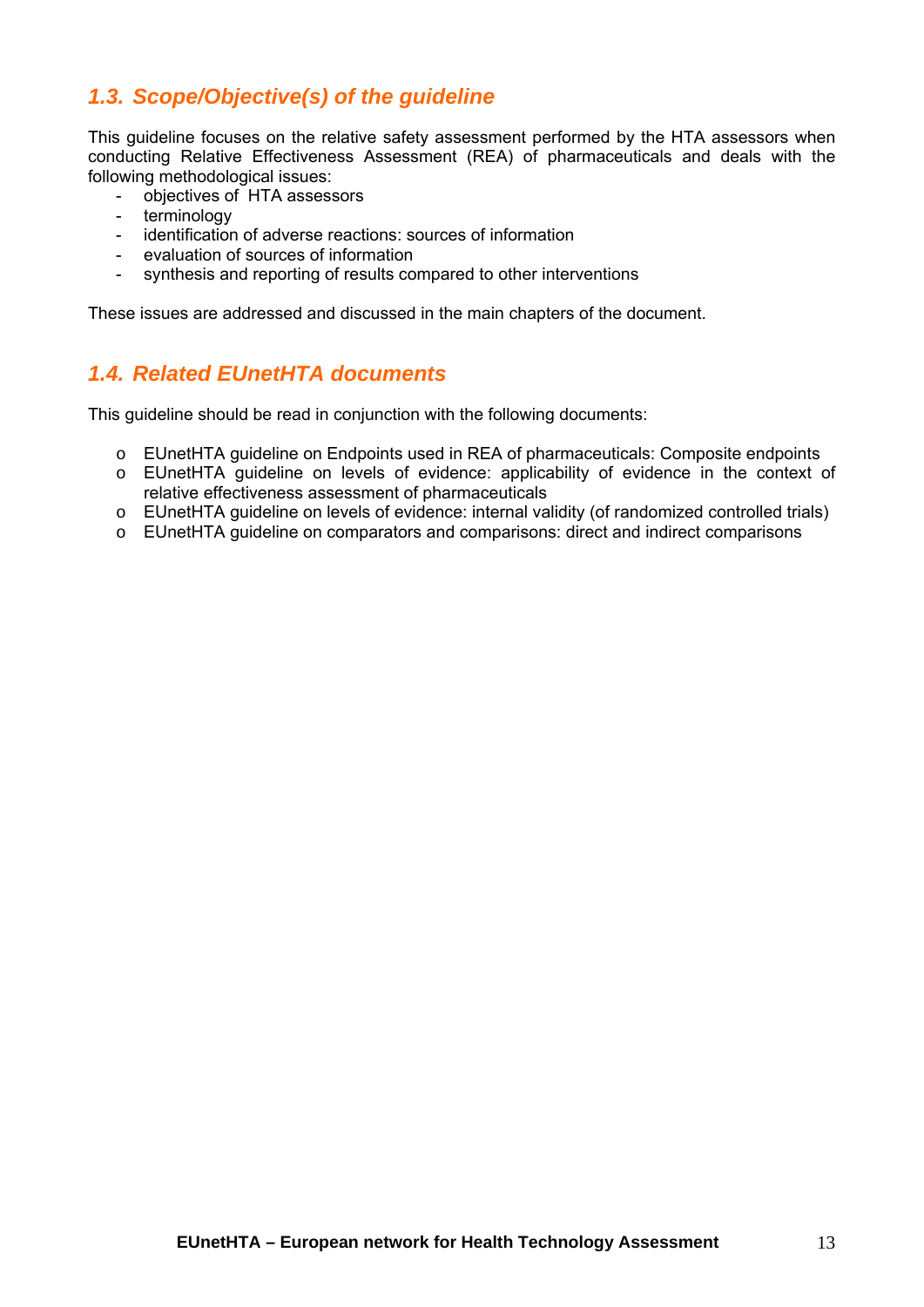## *1.3. Scope/Objective(s) of the guideline*

This guideline focuses on the relative safety assessment performed by the HTA assessors when conducting Relative Effectiveness Assessment (REA) of pharmaceuticals and deals with the following methodological issues:

- objectives of HTA assessors
- terminology
- identification of adverse reactions: sources of information
- evaluation of sources of information
- synthesis and reporting of results compared to other interventions

These issues are addressed and discussed in the main chapters of the document.

## *1.4. Related EUnetHTA documents*

This guideline should be read in conjunction with the following documents:

- EUnetHTA guideline on Endpoints used in REA of pharmaceuticals: Composite endpoints
- EUnetHTA guideline on levels of evidence: applicability of evidence in the context of relative effectiveness assessment of pharmaceuticals
- EUnetHTA guideline on levels of evidence: internal validity (of randomized controlled trials)
- EUnetHTA guideline on comparators and comparisons: direct and indirect comparisons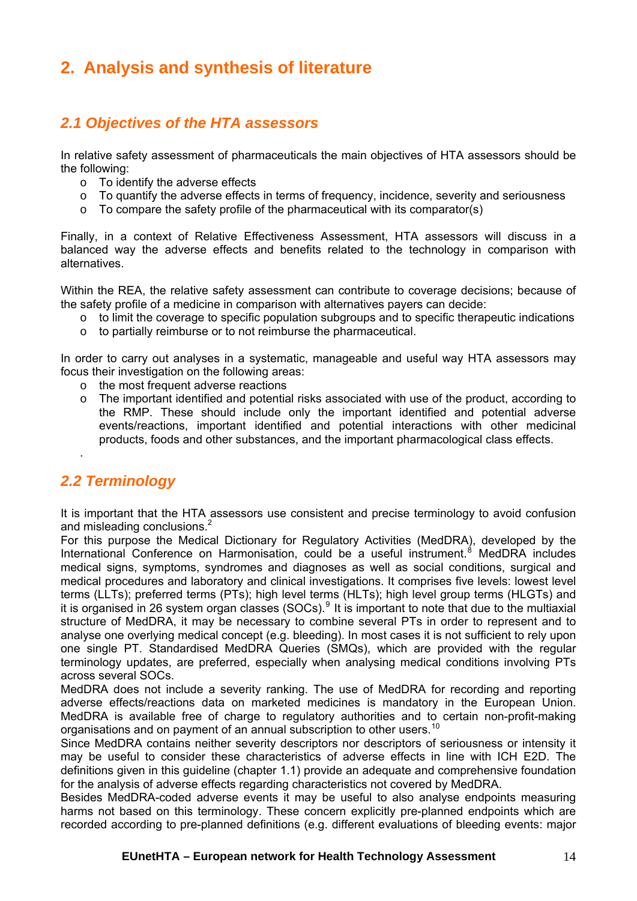# 2. Analysis and synthesis of literature

## *2.1 Objectives of the HTA assessors*

In relative safety assessment of pharmaceuticals the main objectives of HTA assessors should be the following:

- To identify the adverse effects
- To quantify the adverse effects in terms of frequency, incidence, severity and seriousness
- To compare the safety profile of the pharmaceutical with its comparator(s)

Finally, in a context of Relative Effectiveness Assessment, HTA assessors will discuss in a balanced way the adverse effects and benefits related to the technology in comparison with alternatives.

Within the REA, the relative safety assessment can contribute to coverage decisions; because of the safety profile of a medicine in comparison with alternatives payers can decide:

- to limit the coverage to specific population subgroups and to specific therapeutic indications
- to partially reimburse or to not reimburse the pharmaceutical.

In order to carry out analyses in a systematic, manageable and useful way HTA assessors may focus their investigation on the following areas:

- the most frequent adverse reactions
- The important identified and potential risks associated with use of the product, according to the RMP. These should include only the important identified and potential adverse events/reactions, important identified and potential interactions with other medicinal products, foods and other substances, and the important pharmacological class effects.

.

## *2.2 Terminology*

It is important that the HTA assessors use consistent and precise terminology to avoid confusion and misleading conclusions.[2]
For this purpose the Medical Dictionary for Regulatory Activities (MedDRA), developed by the International Conference on Harmonisation, could be a useful instrument.[8] MedDRA includes medical signs, symptoms, syndromes and diagnoses as well as social conditions, surgical and medical procedures and laboratory and clinical investigations. It comprises five levels: lowest level terms (LLTs); preferred terms (PTs); high level terms (HLTs); high level group terms (HLGTs) and it is organised in 26 system organ classes (SOCs).[9] It is important to note that due to the multiaxial structure of MedDRA, it may be necessary to combine several PTs in order to represent and to analyse one overlying medical concept (e.g. bleeding). In most cases it is not sufficient to rely upon one single PT. Standardised MedDRA Queries (SMQs), which are provided with the regular terminology updates, are preferred, especially when analysing medical conditions involving PTs across several SOCs.
MedDRA does not include a severity ranking. The use of MedDRA for recording and reporting adverse effects/reactions data on marketed medicines is mandatory in the European Union. MedDRA is available free of charge to regulatory authorities and to certain non-profit-making organisations and on payment of an annual subscription to other users.[10]
Since MedDRA contains neither severity descriptors nor descriptors of seriousness or intensity it may be useful to consider these characteristics of adverse effects in line with ICH E2D. The definitions given in this guideline (chapter 1.1) provide an adequate and comprehensive foundation for the analysis of adverse effects regarding characteristics not covered by MedDRA.
Besides MedDRA-coded adverse events it may be useful to also analyse endpoints measuring harms not based on this terminology. These concern explicitly pre-planned endpoints which are recorded according to pre-planned definitions (e.g. different evaluations of bleeding events: major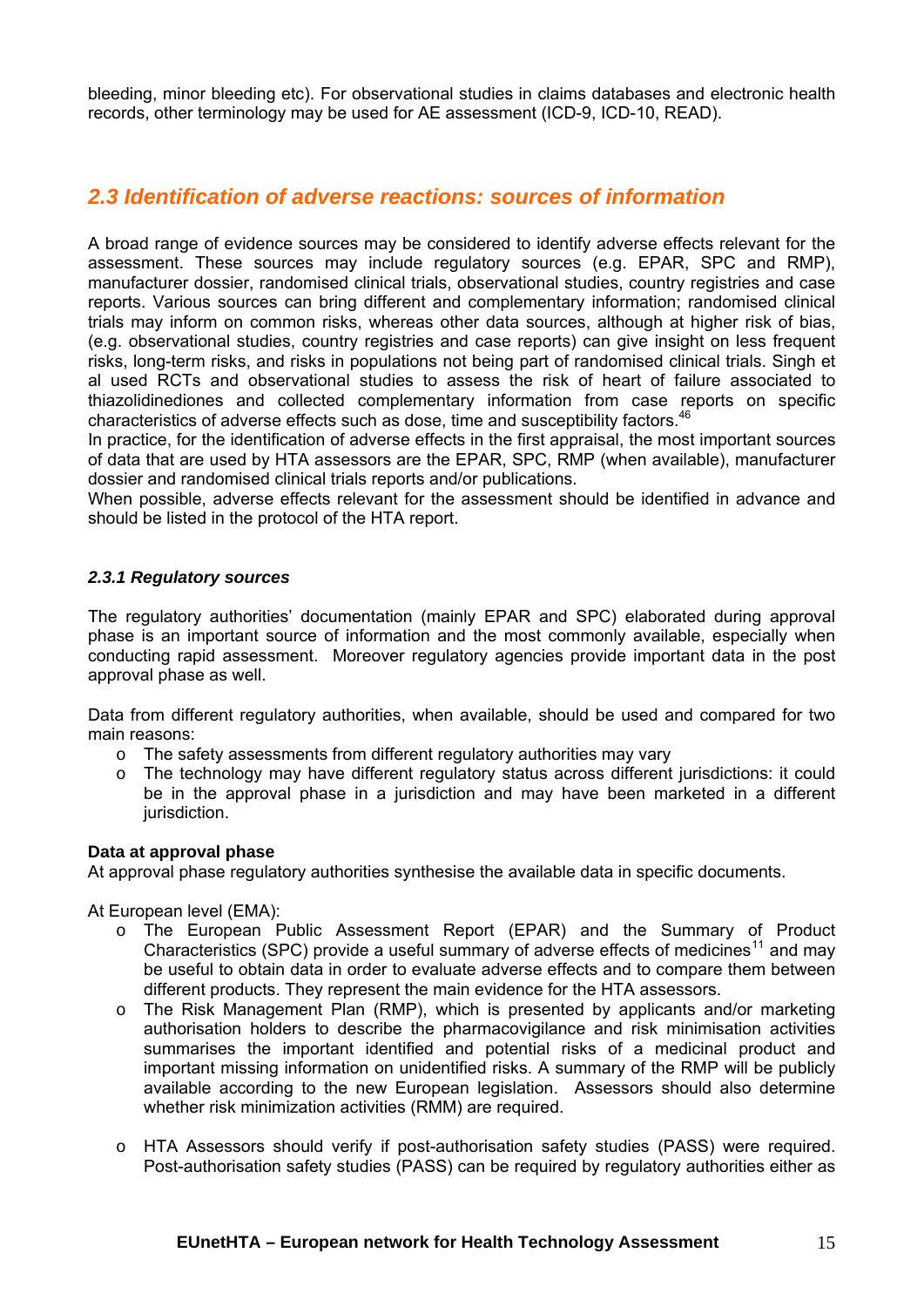bleeding, minor bleeding etc). For observational studies in claims databases and electronic health records, other terminology may be used for AE assessment (ICD-9, ICD-10, READ).

## 2.3 Identification of adverse reactions: sources of information

A broad range of evidence sources may be considered to identify adverse effects relevant for the assessment. These sources may include regulatory sources (e.g. EPAR, SPC and RMP), manufacturer dossier, randomised clinical trials, observational studies, country registries and case reports. Various sources can bring different and complementary information; randomised clinical trials may inform on common risks, whereas other data sources, although at higher risk of bias, (e.g. observational studies, country registries and case reports) can give insight on less frequent risks, long-term risks, and risks in populations not being part of randomised clinical trials. Singh et al used RCTs and observational studies to assess the risk of heart of failure associated to thiazolidinediones and collected complementary information from case reports on specific characteristics of adverse effects such as dose, time and susceptibility factors.[46]

In practice, for the identification of adverse effects in the first appraisal, the most important sources of data that are used by HTA assessors are the EPAR, SPC, RMP (when available), manufacturer dossier and randomised clinical trials reports and/or publications.

When possible, adverse effects relevant for the assessment should be identified in advance and should be listed in the protocol of the HTA report.

### 2.3.1 Regulatory sources

The regulatory authorities' documentation (mainly EPAR and SPC) elaborated during approval phase is an important source of information and the most commonly available, especially when conducting rapid assessment. Moreover regulatory agencies provide important data in the post approval phase as well.

Data from different regulatory authorities, when available, should be used and compared for two main reasons:

- The safety assessments from different regulatory authorities may vary
- The technology may have different regulatory status across different jurisdictions: it could be in the approval phase in a jurisdiction and may have been marketed in a different jurisdiction.

**Data at approval phase**

At approval phase regulatory authorities synthesise the available data in specific documents.

At European level (EMA):

- The European Public Assessment Report (EPAR) and the Summary of Product Characteristics (SPC) provide a useful summary of adverse effects of medicines[11] and may be useful to obtain data in order to evaluate adverse effects and to compare them between different products. They represent the main evidence for the HTA assessors.
- The Risk Management Plan (RMP), which is presented by applicants and/or marketing authorisation holders to describe the pharmacovigilance and risk minimisation activities summarises the important identified and potential risks of a medicinal product and important missing information on unidentified risks. A summary of the RMP will be publicly available according to the new European legislation. Assessors should also determine whether risk minimization activities (RMM) are required.
- HTA Assessors should verify if post-authorisation safety studies (PASS) were required. Post-authorisation safety studies (PASS) can be required by regulatory authorities either as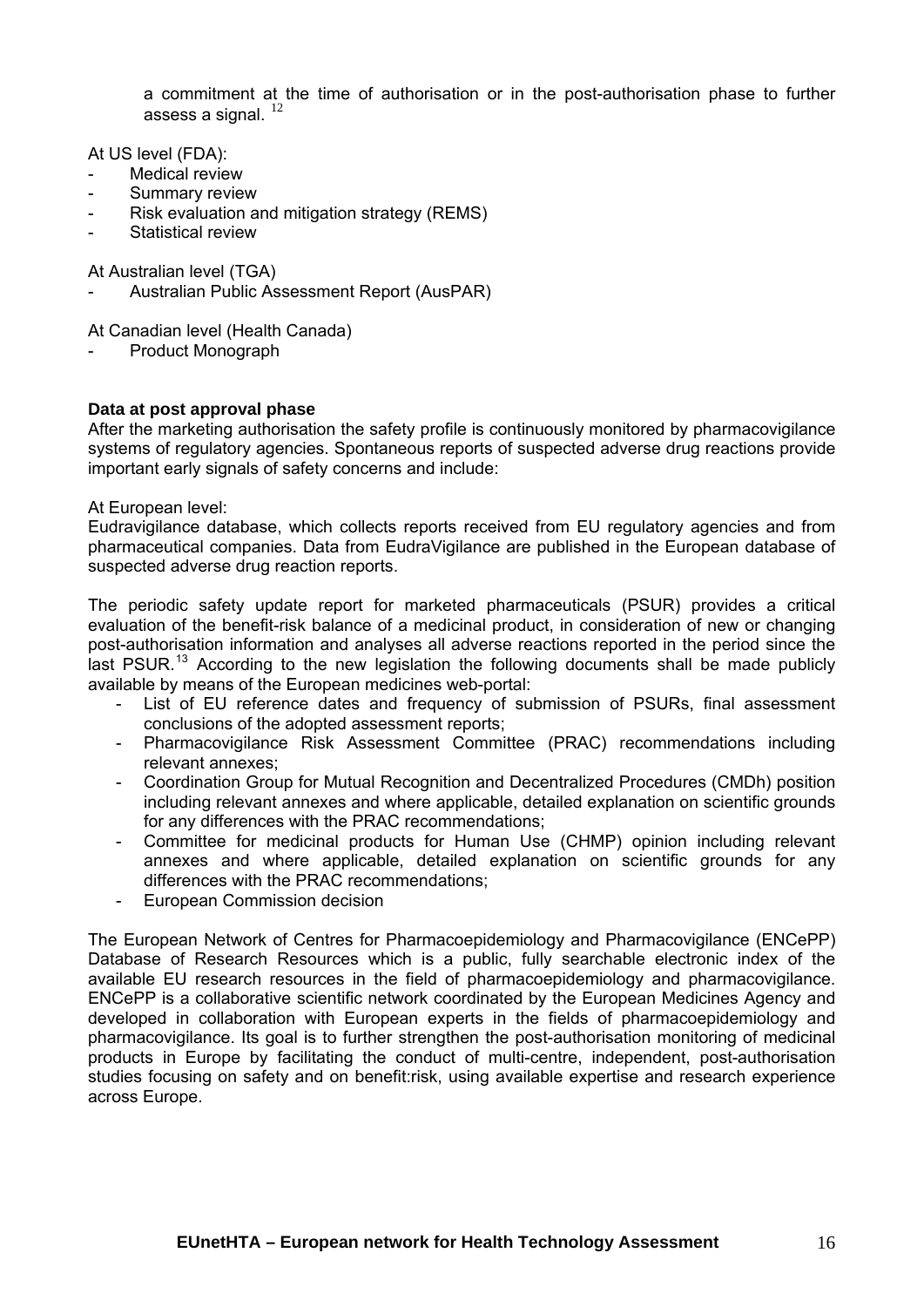a commitment at the time of authorisation or in the post-authorisation phase to further assess a signal. [12]

At US level (FDA):

- Medical review
- Summary review
- Risk evaluation and mitigation strategy (REMS)
- Statistical review

At Australian level (TGA)

- Australian Public Assessment Report (AusPAR)

At Canadian level (Health Canada)

- Product Monograph

**Data at post approval phase**

After the marketing authorisation the safety profile is continuously monitored by pharmacovigilance systems of regulatory agencies. Spontaneous reports of suspected adverse drug reactions provide important early signals of safety concerns and include:

At European level:

Eudravigilance database, which collects reports received from EU regulatory agencies and from pharmaceutical companies. Data from EudraVigilance are published in the European database of suspected adverse drug reaction reports.

The periodic safety update report for marketed pharmaceuticals (PSUR) provides a critical evaluation of the benefit-risk balance of a medicinal product, in consideration of new or changing post-authorisation information and analyses all adverse reactions reported in the period since the last PSUR.[13] According to the new legislation the following documents shall be made publicly available by means of the European medicines web-portal:

- List of EU reference dates and frequency of submission of PSURs, final assessment conclusions of the adopted assessment reports;
- Pharmacovigilance Risk Assessment Committee (PRAC) recommendations including relevant annexes;
- Coordination Group for Mutual Recognition and Decentralized Procedures (CMDh) position including relevant annexes and where applicable, detailed explanation on scientific grounds for any differences with the PRAC recommendations;
- Committee for medicinal products for Human Use (CHMP) opinion including relevant annexes and where applicable, detailed explanation on scientific grounds for any differences with the PRAC recommendations;
- European Commission decision

The European Network of Centres for Pharmacoepidemiology and Pharmacovigilance (ENCePP) Database of Research Resources which is a public, fully searchable electronic index of the available EU research resources in the field of pharmacoepidemiology and pharmacovigilance. ENCePP is a collaborative scientific network coordinated by the European Medicines Agency and developed in collaboration with European experts in the fields of pharmacoepidemiology and pharmacovigilance. Its goal is to further strengthen the post-authorisation monitoring of medicinal products in Europe by facilitating the conduct of multi-centre, independent, post-authorisation studies focusing on safety and on benefit:risk, using available expertise and research experience across Europe.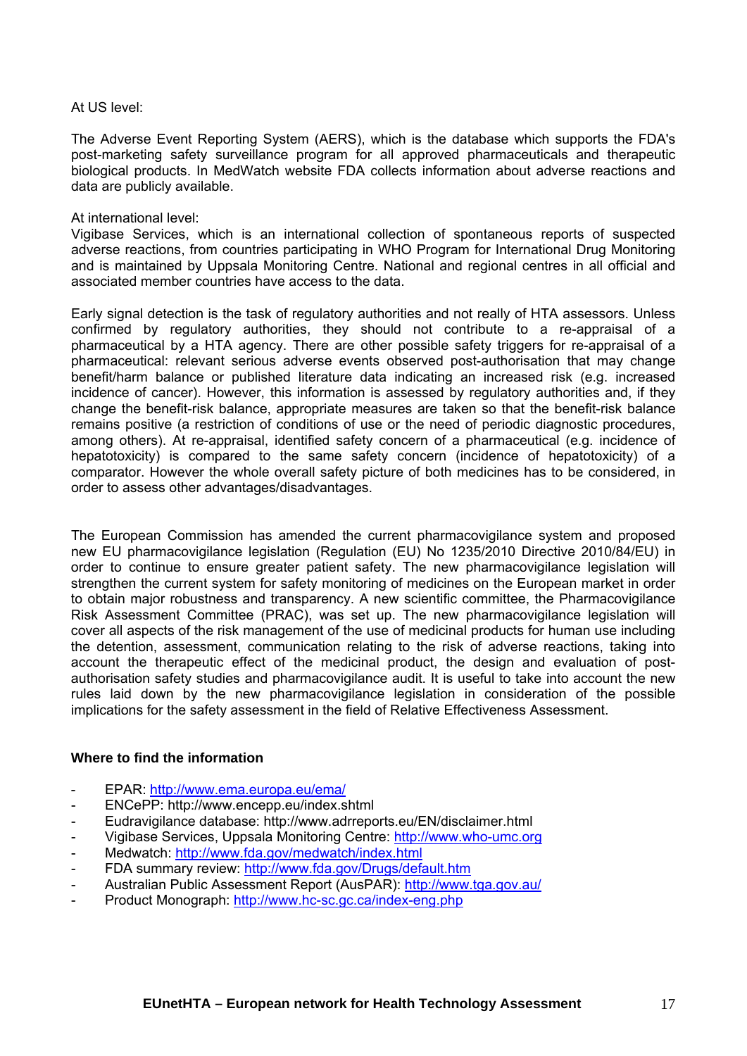At US level:

The Adverse Event Reporting System (AERS), which is the database which supports the FDA's post-marketing safety surveillance program for all approved pharmaceuticals and therapeutic biological products. In MedWatch website FDA collects information about adverse reactions and data are publicly available.

At international level:
Vigibase Services, which is an international collection of spontaneous reports of suspected adverse reactions, from countries participating in WHO Program for International Drug Monitoring and is maintained by Uppsala Monitoring Centre. National and regional centres in all official and associated member countries have access to the data.

Early signal detection is the task of regulatory authorities and not really of HTA assessors. Unless confirmed by regulatory authorities, they should not contribute to a re-appraisal of a pharmaceutical by a HTA agency. There are other possible safety triggers for re-appraisal of a pharmaceutical: relevant serious adverse events observed post-authorisation that may change benefit/harm balance or published literature data indicating an increased risk (e.g. increased incidence of cancer). However, this information is assessed by regulatory authorities and, if they change the benefit-risk balance, appropriate measures are taken so that the benefit-risk balance remains positive (a restriction of conditions of use or the need of periodic diagnostic procedures, among others). At re-appraisal, identified safety concern of a pharmaceutical (e.g. incidence of hepatotoxicity) is compared to the same safety concern (incidence of hepatotoxicity) of a comparator. However the whole overall safety picture of both medicines has to be considered, in order to assess other advantages/disadvantages.

The European Commission has amended the current pharmacovigilance system and proposed new EU pharmacovigilance legislation (Regulation (EU) No 1235/2010 Directive 2010/84/EU) in order to continue to ensure greater patient safety. The new pharmacovigilance legislation will strengthen the current system for safety monitoring of medicines on the European market in order to obtain major robustness and transparency. A new scientific committee, the Pharmacovigilance Risk Assessment Committee (PRAC), was set up. The new pharmacovigilance legislation will cover all aspects of the risk management of the use of medicinal products for human use including the detention, assessment, communication relating to the risk of adverse reactions, taking into account the therapeutic effect of the medicinal product, the design and evaluation of post-authorisation safety studies and pharmacovigilance audit. It is useful to take into account the new rules laid down by the new pharmacovigilance legislation in consideration of the possible implications for the safety assessment in the field of Relative Effectiveness Assessment.

**Where to find the information**

- EPAR: http://www.ema.europa.eu/ema/
- ENCePP: http://www.encepp.eu/index.shtml
- Eudravigilance database: http://www.adrreports.eu/EN/disclaimer.html
- Vigibase Services, Uppsala Monitoring Centre: http://www.who-umc.org
- Medwatch: http://www.fda.gov/medwatch/index.html
- FDA summary review: http://www.fda.gov/Drugs/default.htm
- Australian Public Assessment Report (AusPAR): http://www.tga.gov.au/
- Product Monograph: http://www.hc-sc.gc.ca/index-eng.php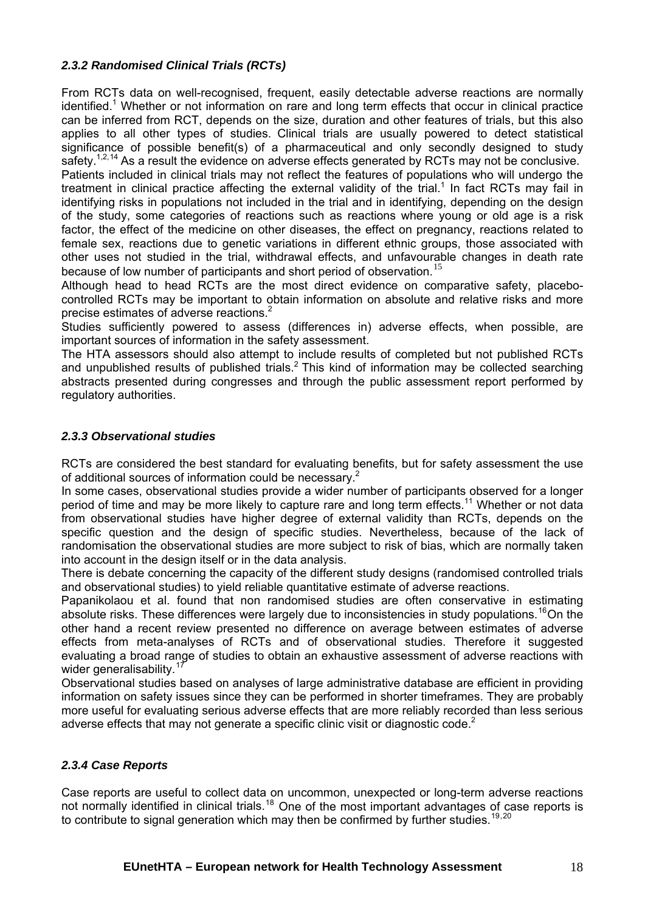### *2.3.2 Randomised Clinical Trials (RCTs)*

From RCTs data on well-recognised, frequent, easily detectable adverse reactions are normally identified.[1] Whether or not information on rare and long term effects that occur in clinical practice can be inferred from RCT, depends on the size, duration and other features of trials, but this also applies to all other types of studies. Clinical trials are usually powered to detect statistical significance of possible benefit(s) of a pharmaceutical and only secondly designed to study safety.[1,2,14] As a result the evidence on adverse effects generated by RCTs may not be conclusive.

Patients included in clinical trials may not reflect the features of populations who will undergo the treatment in clinical practice affecting the external validity of the trial.[1] In fact RCTs may fail in identifying risks in populations not included in the trial and in identifying, depending on the design of the study, some categories of reactions such as reactions where young or old age is a risk factor, the effect of the medicine on other diseases, the effect on pregnancy, reactions related to female sex, reactions due to genetic variations in different ethnic groups, those associated with other uses not studied in the trial, withdrawal effects, and unfavourable changes in death rate because of low number of participants and short period of observation.[15]

Although head to head RCTs are the most direct evidence on comparative safety, placebo-controlled RCTs may be important to obtain information on absolute and relative risks and more precise estimates of adverse reactions.[2]

Studies sufficiently powered to assess (differences in) adverse effects, when possible, are important sources of information in the safety assessment.

The HTA assessors should also attempt to include results of completed but not published RCTs and unpublished results of published trials.[2] This kind of information may be collected searching abstracts presented during congresses and through the public assessment report performed by regulatory authorities.

### *2.3.3 Observational studies*

RCTs are considered the best standard for evaluating benefits, but for safety assessment the use of additional sources of information could be necessary.[2]

In some cases, observational studies provide a wider number of participants observed for a longer period of time and may be more likely to capture rare and long term effects.[11] Whether or not data from observational studies have higher degree of external validity than RCTs, depends on the specific question and the design of specific studies. Nevertheless, because of the lack of randomisation the observational studies are more subject to risk of bias, which are normally taken into account in the design itself or in the data analysis.

There is debate concerning the capacity of the different study designs (randomised controlled trials and observational studies) to yield reliable quantitative estimate of adverse reactions.

Papanikolaou et al. found that non randomised studies are often conservative in estimating absolute risks. These differences were largely due to inconsistencies in study populations.[16] On the other hand a recent review presented no difference on average between estimates of adverse effects from meta-analyses of RCTs and of observational studies. Therefore it suggested evaluating a broad range of studies to obtain an exhaustive assessment of adverse reactions with wider generalisability.[17]

Observational studies based on analyses of large administrative database are efficient in providing information on safety issues since they can be performed in shorter timeframes. They are probably more useful for evaluating serious adverse effects that are more reliably recorded than less serious adverse effects that may not generate a specific clinic visit or diagnostic code.[2]

### *2.3.4 Case Reports*

Case reports are useful to collect data on uncommon, unexpected or long-term adverse reactions not normally identified in clinical trials.[18] One of the most important advantages of case reports is to contribute to signal generation which may then be confirmed by further studies.[19,20]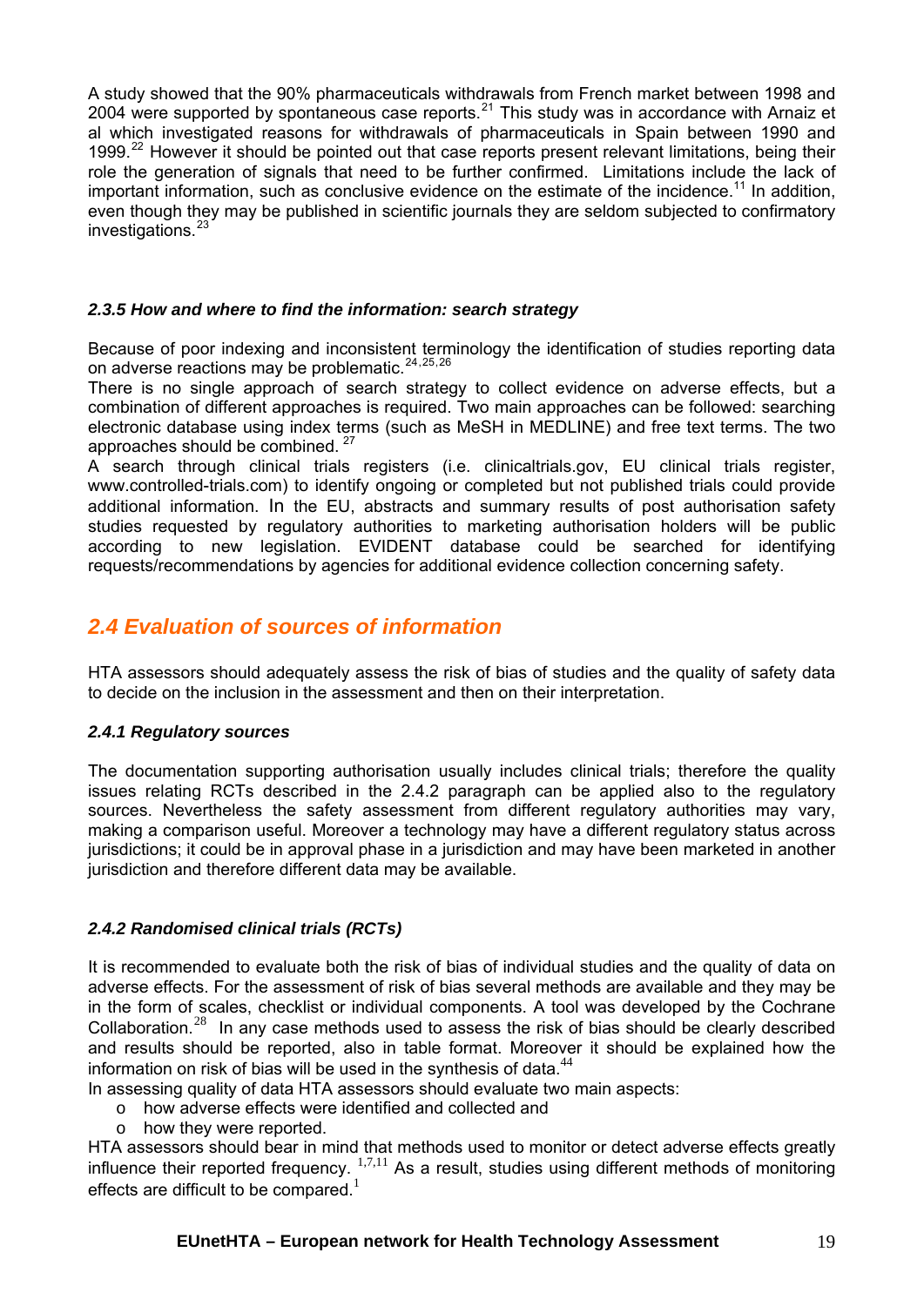A study showed that the 90% pharmaceuticals withdrawals from French market between 1998 and 2004 were supported by spontaneous case reports.[21] This study was in accordance with Arnaiz et al which investigated reasons for withdrawals of pharmaceuticals in Spain between 1990 and 1999.[22] However it should be pointed out that case reports present relevant limitations, being their role the generation of signals that need to be further confirmed. Limitations include the lack of important information, such as conclusive evidence on the estimate of the incidence.[11] In addition, even though they may be published in scientific journals they are seldom subjected to confirmatory investigations.[23]

#### *2.3.5 How and where to find the information: search strategy*

Because of poor indexing and inconsistent terminology the identification of studies reporting data on adverse reactions may be problematic.[24,25,26]

There is no single approach of search strategy to collect evidence on adverse effects, but a combination of different approaches is required. Two main approaches can be followed: searching electronic database using index terms (such as MeSH in MEDLINE) and free text terms. The two approaches should be combined. [27]

A search through clinical trials registers (i.e. clinicaltrials.gov, EU clinical trials register, www.controlled-trials.com) to identify ongoing or completed but not published trials could provide additional information. In the EU, abstracts and summary results of post authorisation safety studies requested by regulatory authorities to marketing authorisation holders will be public according to new legislation. EVIDENT database could be searched for identifying requests/recommendations by agencies for additional evidence collection concerning safety.

## *2.4 Evaluation of sources of information*

HTA assessors should adequately assess the risk of bias of studies and the quality of safety data to decide on the inclusion in the assessment and then on their interpretation.

#### *2.4.1 Regulatory sources*

The documentation supporting authorisation usually includes clinical trials; therefore the quality issues relating RCTs described in the 2.4.2 paragraph can be applied also to the regulatory sources. Nevertheless the safety assessment from different regulatory authorities may vary, making a comparison useful. Moreover a technology may have a different regulatory status across jurisdictions; it could be in approval phase in a jurisdiction and may have been marketed in another jurisdiction and therefore different data may be available.

#### *2.4.2 Randomised clinical trials (RCTs)*

It is recommended to evaluate both the risk of bias of individual studies and the quality of data on adverse effects. For the assessment of risk of bias several methods are available and they may be in the form of scales, checklist or individual components. A tool was developed by the Cochrane Collaboration.[28] In any case methods used to assess the risk of bias should be clearly described and results should be reported, also in table format. Moreover it should be explained how the information on risk of bias will be used in the synthesis of data.[44]

In assessing quality of data HTA assessors should evaluate two main aspects:

- how adverse effects were identified and collected and
- how they were reported.

HTA assessors should bear in mind that methods used to monitor or detect adverse effects greatly influence their reported frequency. [1,7,11] As a result, studies using different methods of monitoring effects are difficult to be compared.[1]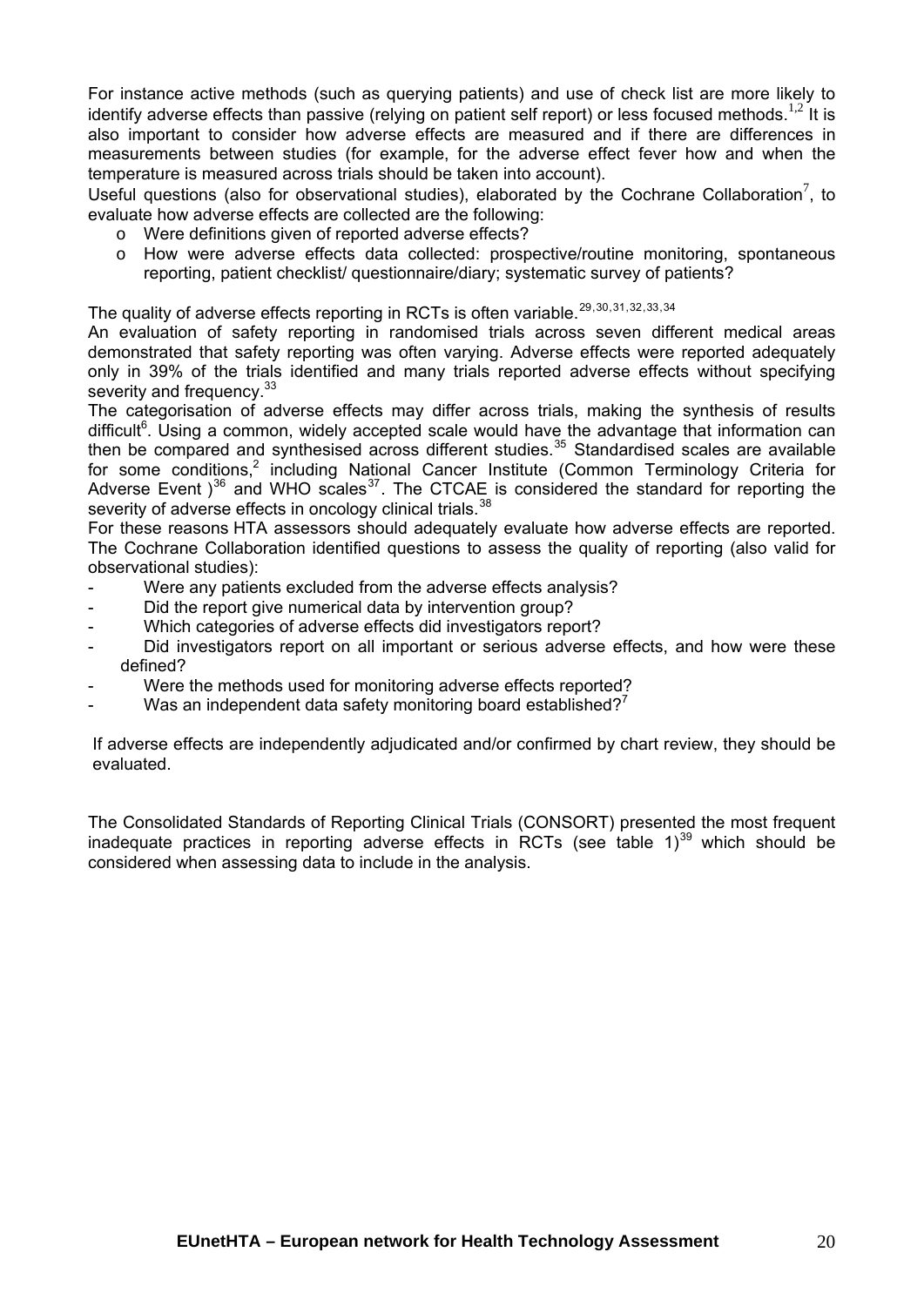For instance active methods (such as querying patients) and use of check list are more likely to identify adverse effects than passive (relying on patient self report) or less focused methods.[1,2] It is also important to consider how adverse effects are measured and if there are differences in measurements between studies (for example, for the adverse effect fever how and when the temperature is measured across trials should be taken into account).

Useful questions (also for observational studies), elaborated by the Cochrane Collaboration[7], to evaluate how adverse effects are collected are the following:

- Were definitions given of reported adverse effects?
- How were adverse effects data collected: prospective/routine monitoring, spontaneous reporting, patient checklist/ questionnaire/diary; systematic survey of patients?

The quality of adverse effects reporting in RCTs is often variable.[29,30,31,32,33,34]

An evaluation of safety reporting in randomised trials across seven different medical areas demonstrated that safety reporting was often varying. Adverse effects were reported adequately only in 39% of the trials identified and many trials reported adverse effects without specifying severity and frequency.[33]

The categorisation of adverse effects may differ across trials, making the synthesis of results difficult[6]. Using a common, widely accepted scale would have the advantage that information can then be compared and synthesised across different studies.[35] Standardised scales are available for some conditions,[2] including National Cancer Institute (Common Terminology Criteria for Adverse Event )[36] and WHO scales[37]. The CTCAE is considered the standard for reporting the severity of adverse effects in oncology clinical trials.[38]

For these reasons HTA assessors should adequately evaluate how adverse effects are reported. The Cochrane Collaboration identified questions to assess the quality of reporting (also valid for observational studies):

- Were any patients excluded from the adverse effects analysis?
- Did the report give numerical data by intervention group?
- Which categories of adverse effects did investigators report?
- Did investigators report on all important or serious adverse effects, and how were these defined?
- Were the methods used for monitoring adverse effects reported?
- Was an independent data safety monitoring board established?[7]

If adverse effects are independently adjudicated and/or confirmed by chart review, they should be evaluated.

The Consolidated Standards of Reporting Clinical Trials (CONSORT) presented the most frequent inadequate practices in reporting adverse effects in RCTs (see table 1)[39] which should be considered when assessing data to include in the analysis.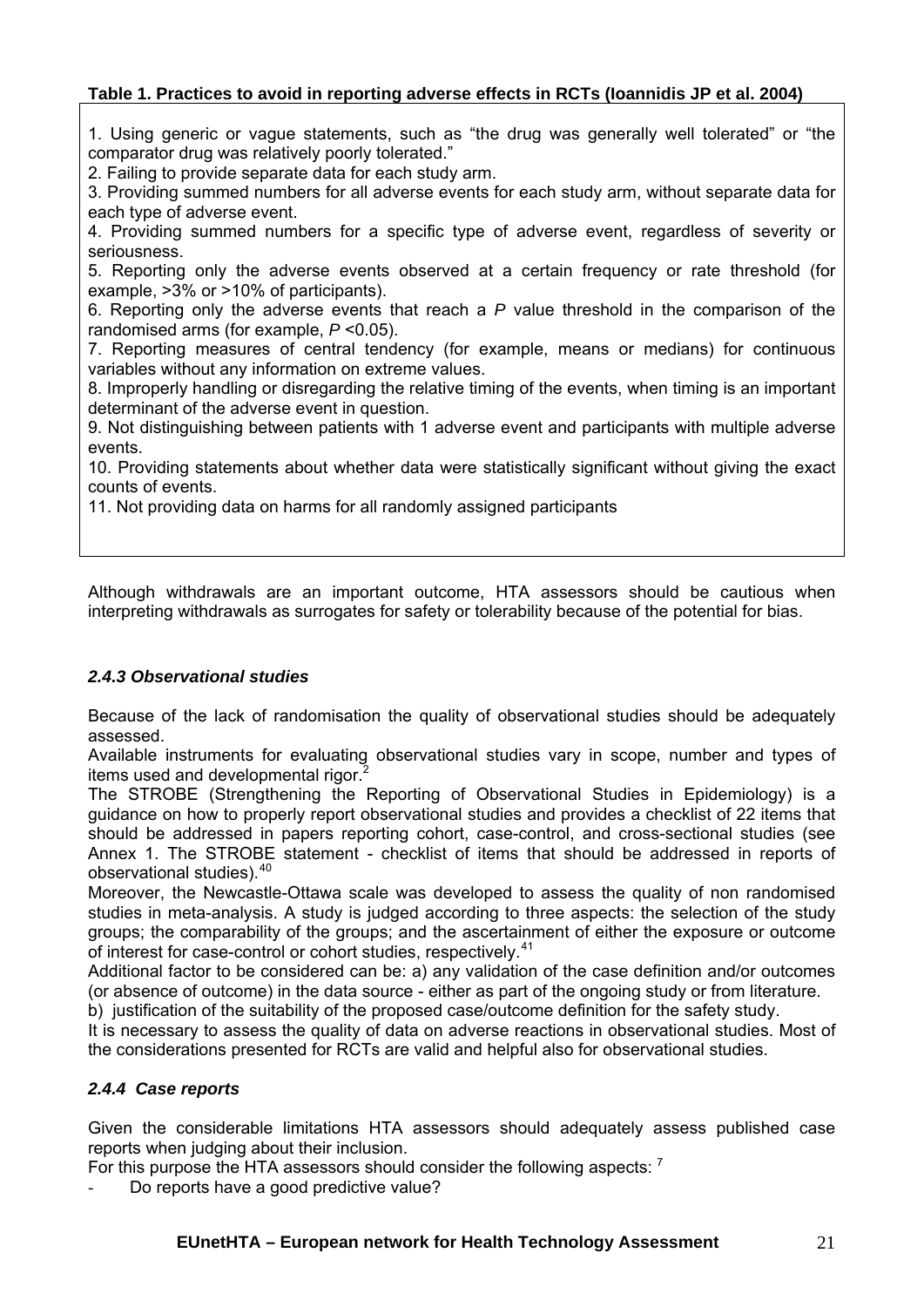**Table 1. Practices to avoid in reporting adverse effects in RCTs (Ioannidis JP et al. 2004)**

1. Using generic or vague statements, such as "the drug was generally well tolerated" or "the comparator drug was relatively poorly tolerated."
2. Failing to provide separate data for each study arm.
3. Providing summed numbers for all adverse events for each study arm, without separate data for each type of adverse event.
4. Providing summed numbers for a specific type of adverse event, regardless of severity or seriousness.
5. Reporting only the adverse events observed at a certain frequency or rate threshold (for example, >3% or >10% of participants).
6. Reporting only the adverse events that reach a *P* value threshold in the comparison of the randomised arms (for example, $P < 0.05$).
7. Reporting measures of central tendency (for example, means or medians) for continuous variables without any information on extreme values.
8. Improperly handling or disregarding the relative timing of the events, when timing is an important determinant of the adverse event in question.
9. Not distinguishing between patients with 1 adverse event and participants with multiple adverse events.
10. Providing statements about whether data were statistically significant without giving the exact counts of events.
11. Not providing data on harms for all randomly assigned participants

Although withdrawals are an important outcome, HTA assessors should be cautious when interpreting withdrawals as surrogates for safety or tolerability because of the potential for bias.

### *2.4.3 Observational studies*

Because of the lack of randomisation the quality of observational studies should be adequately assessed.

Available instruments for evaluating observational studies vary in scope, number and types of items used and developmental rigor.[2]

The STROBE (Strengthening the Reporting of Observational Studies in Epidemiology) is a guidance on how to properly report observational studies and provides a checklist of 22 items that should be addressed in papers reporting cohort, case-control, and cross-sectional studies (see Annex 1. The STROBE statement - checklist of items that should be addressed in reports of observational studies).[40]

Moreover, the Newcastle-Ottawa scale was developed to assess the quality of non randomised studies in meta-analysis. A study is judged according to three aspects: the selection of the study groups; the comparability of the groups; and the ascertainment of either the exposure or outcome of interest for case-control or cohort studies, respectively.[41]

Additional factor to be considered can be: a) any validation of the case definition and/or outcomes (or absence of outcome) in the data source - either as part of the ongoing study or from literature.

b) justification of the suitability of the proposed case/outcome definition for the safety study.

It is necessary to assess the quality of data on adverse reactions in observational studies. Most of the considerations presented for RCTs are valid and helpful also for observational studies.

### *2.4.4 Case reports*

Given the considerable limitations HTA assessors should adequately assess published case reports when judging about their inclusion.

For this purpose the HTA assessors should consider the following aspects: [7]

- Do reports have a good predictive value?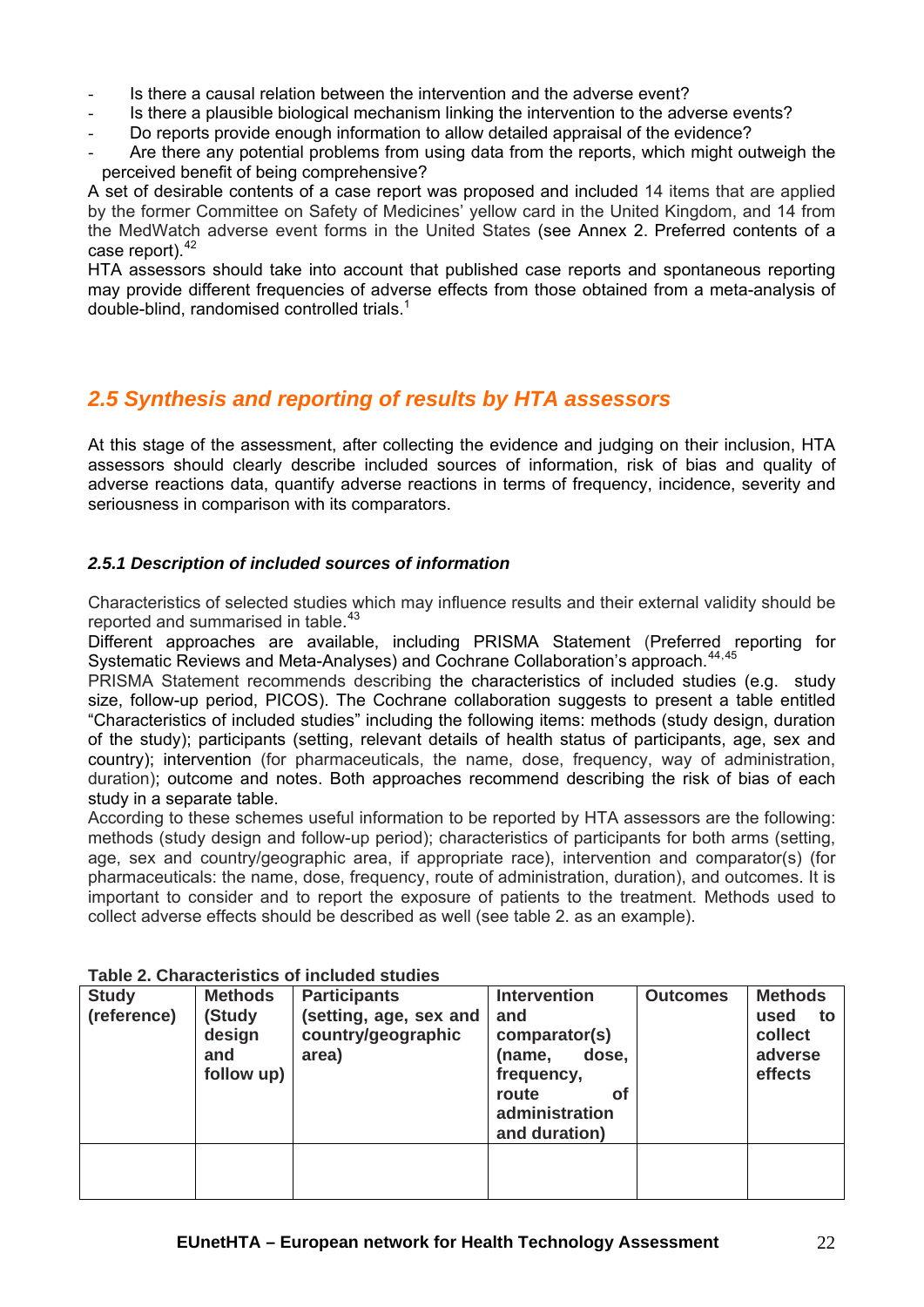- Is there a causal relation between the intervention and the adverse event?
- Is there a plausible biological mechanism linking the intervention to the adverse events?
- Do reports provide enough information to allow detailed appraisal of the evidence?
- Are there any potential problems from using data from the reports, which might outweigh the perceived benefit of being comprehensive?

A set of desirable contents of a case report was proposed and included 14 items that are applied by the former Committee on Safety of Medicines' yellow card in the United Kingdom, and 14 from the MedWatch adverse event forms in the United States (see Annex 2. Preferred contents of a case report).[42]

HTA assessors should take into account that published case reports and spontaneous reporting may provide different frequencies of adverse effects from those obtained from a meta-analysis of double-blind, randomised controlled trials.[1]

## 2.5 Synthesis and reporting of results by HTA assessors

At this stage of the assessment, after collecting the evidence and judging on their inclusion, HTA assessors should clearly describe included sources of information, risk of bias and quality of adverse reactions data, quantify adverse reactions in terms of frequency, incidence, severity and seriousness in comparison with its comparators.

### 2.5.1 Description of included sources of information

Characteristics of selected studies which may influence results and their external validity should be reported and summarised in table.[43]

Different approaches are available, including PRISMA Statement (Preferred reporting for Systematic Reviews and Meta-Analyses) and Cochrane Collaboration's approach.[44,45]

PRISMA Statement recommends describing the characteristics of included studies (e.g. study size, follow-up period, PICOS). The Cochrane collaboration suggests to present a table entitled "Characteristics of included studies" including the following items: methods (study design, duration of the study); participants (setting, relevant details of health status of participants, age, sex and country); intervention (for pharmaceuticals, the name, dose, frequency, way of administration, duration); outcome and notes. Both approaches recommend describing the risk of bias of each study in a separate table.

According to these schemes useful information to be reported by HTA assessors are the following: methods (study design and follow-up period); characteristics of participants for both arms (setting, age, sex and country/geographic area, if appropriate race), intervention and comparator(s) (for pharmaceuticals: the name, dose, frequency, route of administration, duration), and outcomes. It is important to consider and to report the exposure of patients to the treatment. Methods used to collect adverse effects should be described as well (see table 2. as an example).

**Table 2. Characteristics of included studies**

| Study (reference) | Methods (Study design and follow up) | Participants (setting, age, sex and country/geographic area) | Intervention and comparator(s) (name, dose, frequency, route of administration and duration) | Outcomes | Methods used to collect adverse effects |
|---|---|---|---|---|---|
| | | | | | |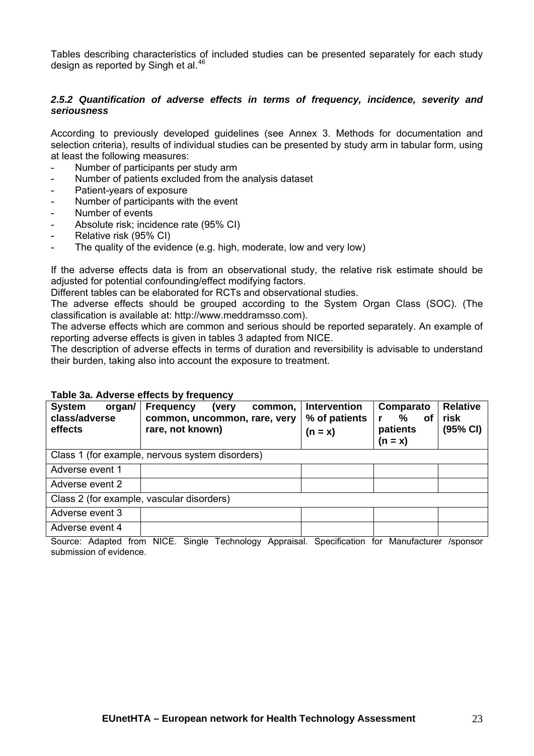Tables describing characteristics of included studies can be presented separately for each study design as reported by Singh et al.[46]

### *2.5.2 Quantification of adverse effects in terms of frequency, incidence, severity and seriousness*

According to previously developed guidelines (see Annex 3. Methods for documentation and selection criteria), results of individual studies can be presented by study arm in tabular form, using at least the following measures:

- Number of participants per study arm
- Number of patients excluded from the analysis dataset
- Patient-years of exposure
- Number of participants with the event
- Number of events
- Absolute risk; incidence rate (95% CI)
- Relative risk (95% CI)
- The quality of the evidence (e.g. high, moderate, low and very low)

If the adverse effects data is from an observational study, the relative risk estimate should be adjusted for potential confounding/effect modifying factors.
Different tables can be elaborated for RCTs and observational studies.
The adverse effects should be grouped according to the System Organ Class (SOC). (The classification is available at: http://www.meddramsso.com).
The adverse effects which are common and serious should be reported separately. An example of reporting adverse effects is given in tables 3 adapted from NICE.
The description of adverse effects in terms of duration and reversibility is advisable to understand their burden, taking also into account the exposure to treatment.

**Table 3a. Adverse effects by frequency**

| **System organ/ class/adverse effects** | **Frequency (very common, common, uncommon, rare, very rare, not known)** | **Intervention % of patients (n = x)** | **Comparator % of patients (n = x)** | **Relative risk (95% CI)** |
|---|---|---|---|---|
| Class 1 (for example, nervous system disorders) | | | | |
| Adverse event 1 | | | | |
| Adverse event 2 | | | | |
| Class 2 (for example, vascular disorders) | | | | |
| Adverse event 3 | | | | |
| Adverse event 4 | | | | |

Source: Adapted from NICE. Single Technology Appraisal. Specification for Manufacturer /sponsor submission of evidence.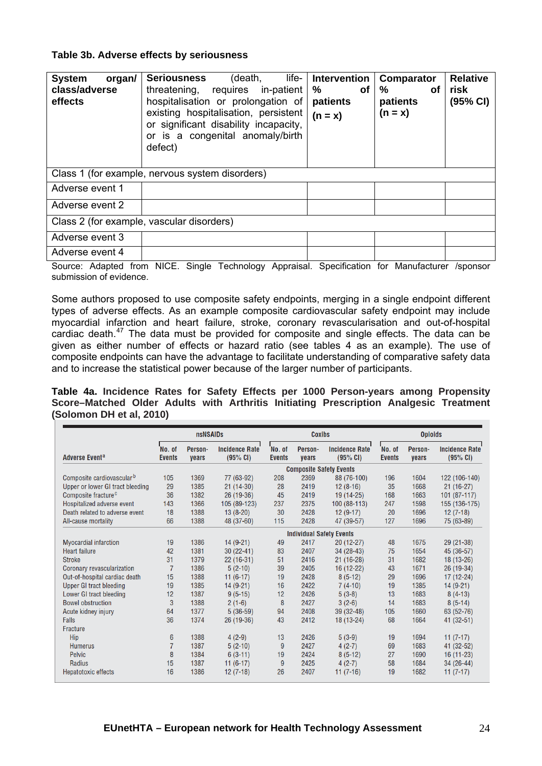**Table 3b. Adverse effects by seriousness**

| System organ/ class/adverse effects | Seriousness (death, life-threatening, requires in-patient hospitalisation or prolongation of existing hospitalisation, persistent or significant disability incapacity, or is a congenital anomaly/birth defect) | Intervention % of patients (n = x) | Comparator % of patients (n = x) | Relative risk (95% CI) |
|---|---|---|---|---|
| Class 1 (for example, nervous system disorders) | | | | |
| Adverse event 1 | | | | |
| Adverse event 2 | | | | |
| Class 2 (for example, vascular disorders) | | | | |
| Adverse event 3 | | | | |
| Adverse event 4 | | | | |

Source: Adapted from NICE. Single Technology Appraisal. Specification for Manufacturer /sponsor submission of evidence.

Some authors proposed to use composite safety endpoints, merging in a single endpoint different types of adverse effects. As an example composite cardiovascular safety endpoint may include myocardial infarction and heart failure, stroke, coronary revascularisation and out-of-hospital cardiac death.[47] The data must be provided for composite and single effects. The data can be given as either number of effects or hazard ratio (see tables 4 as an example). The use of composite endpoints can have the advantage to facilitate understanding of comparative safety data and to increase the statistical power because of the larger number of participants.

**Table 4a. Incidence Rates for Safety Effects per 1000 Person-years among Propensity Score–Matched Older Adults with Arthritis Initiating Prescription Analgesic Treatment (Solomon DH et al, 2010)**

| | nsNSAIDs | | | Coxibs | | | Opioids | | |
|---|---|---|---|---|---|---|---|---|---|
| Adverse Event[a] | No. of Events | Person-years | Incidence Rate (95% CI) | No. of Events | Person-years | Incidence Rate (95% CI) | No. of Events | Person-years | Incidence Rate (95% CI) |
| **Composite Safety Events** | | | | | | | | | |
| Composite cardiovascular[b] | 105 | 1369 | 77 (63-92) | 208 | 2369 | 88 (76-100) | 196 | 1604 | 122 (106-140) |
| Upper or lower GI tract bleeding | 29 | 1385 | 21 (14-30) | 28 | 2419 | 12 (8-16) | 35 | 1668 | 21 (16-27) |
| Composite fracture[c] | 36 | 1382 | 26 (19-36) | 45 | 2419 | 19 (14-25) | 168 | 1663 | 101 (87-117) |
| Hospitalized adverse event | 143 | 1366 | 105 (89-123) | 237 | 2375 | 100 (88-113) | 247 | 1598 | 155 (136-175) |
| Death related to adverse event | 18 | 1388 | 13 (8-20) | 30 | 2428 | 12 (9-17) | 20 | 1696 | 12 (7-18) |
| All-cause mortality | 66 | 1388 | 48 (37-60) | 115 | 2428 | 47 (39-57) | 127 | 1696 | 75 (63-89) |
| **Individual Safety Events** | | | | | | | | | |
| Myocardial infarction | 19 | 1386 | 14 (9-21) | 49 | 2417 | 20 (12-27) | 48 | 1675 | 29 (21-38) |
| Heart failure | 42 | 1381 | 30 (22-41) | 83 | 2407 | 34 (28-43) | 75 | 1654 | 45 (36-57) |
| Stroke | 31 | 1379 | 22 (16-31) | 51 | 2416 | 21 (16-28) | 31 | 1682 | 18 (13-26) |
| Coronary revascularization | 7 | 1386 | 5 (2-10) | 39 | 2405 | 16 (12-22) | 43 | 1671 | 26 (19-34) |
| Out-of-hospital cardiac death | 15 | 1388 | 11 (6-17) | 19 | 2428 | 8 (5-12) | 29 | 1696 | 17 (12-24) |
| Upper GI tract bleeding | 19 | 1385 | 14 (9-21) | 16 | 2422 | 7 (4-10) | 19 | 1385 | 14 (9-21) |
| Lower GI tract bleeding | 12 | 1387 | 9 (5-15) | 12 | 2426 | 5 (3-8) | 13 | 1683 | 8 (4-13) |
| Bowel obstruction | 3 | 1388 | 2 (1-6) | 8 | 2427 | 3 (2-6) | 14 | 1683 | 8 (5-14) |
| Acute kidney injury | 64 | 1377 | 5 (36-59) | 94 | 2408 | 39 (32-48) | 105 | 1660 | 63 (52-76) |
| Falls | 36 | 1374 | 26 (19-36) | 43 | 2412 | 18 (13-24) | 68 | 1664 | 41 (32-51) |
| Fracture | | | | | | | | | |
| Hip | 6 | 1388 | 4 (2-9) | 13 | 2426 | 5 (3-9) | 19 | 1694 | 11 (7-17) |
| Humerus | 7 | 1387 | 5 (2-10) | 9 | 2427 | 4 (2-7) | 69 | 1683 | 41 (32-52) |
| Pelvic | 8 | 1384 | 6 (3-11) | 19 | 2424 | 8 (5-12) | 27 | 1690 | 16 (11-23) |
| Radius | 15 | 1387 | 11 (6-17) | 9 | 2425 | 4 (2-7) | 58 | 1684 | 34 (26-44) |
| Hepatotoxic effects | 16 | 1386 | 12 (7-18) | 26 | 2407 | 11 (7-16) | 19 | 1682 | 11 (7-17) |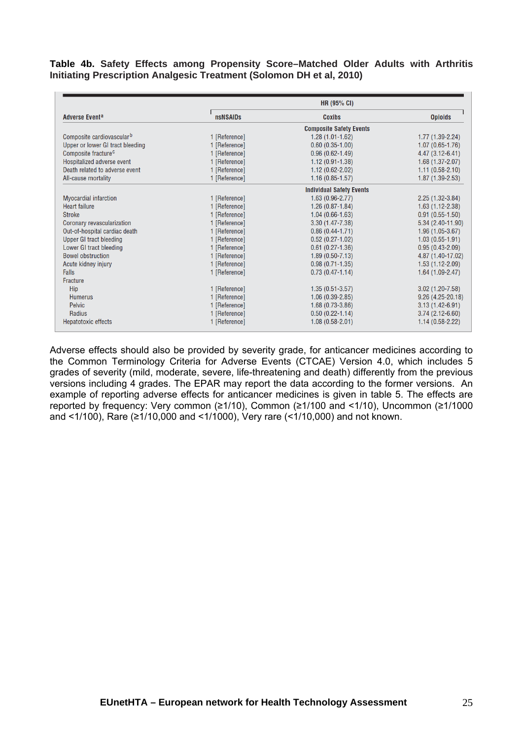**Table 4b. Safety Effects among Propensity Score–Matched Older Adults with Arthritis Initiating Prescription Analgesic Treatment (Solomon DH et al, 2010)**

| Adverse Event[a] | HR (95% CI) | | |
|---|---|---|---|
| | nsNSAIDs | Coxibs | Opioids |
| | | **Composite Safety Events** | |
| Composite cardiovascular[b] | 1 [Reference] | 1.28 (1.01-1.62) | 1.77 (1.39-2.24) |
| Upper or lower GI tract bleeding | 1 [Reference] | 0.60 (0.35-1.00) | 1.07 (0.65-1.76) |
| Composite fracture[c] | 1 [Reference] | 0.96 (0.62-1.49) | 4.47 (3.12-6.41) |
| Hospitalized adverse event | 1 [Reference] | 1.12 (0.91-1.38) | 1.68 (1.37-2.07) |
| Death related to adverse event | 1 [Reference] | 1.12 (0.62-2.02) | 1.11 (0.58-2.10) |
| All-cause mortality | 1 [Reference] | 1.16 (0.85-1.57) | 1.87 (1.39-2.53) |
| | | **Individual Safety Events** | |
| Myocardial infarction | 1 [Reference] | 1.63 (0.96-2.77) | 2.25 (1.32-3.84) |
| Heart failure | 1 [Reference] | 1.26 (0.87-1.84) | 1.63 (1.12-2.38) |
| Stroke | 1 [Reference] | 1.04 (0.66-1.63) | 0.91 (0.55-1.50) |
| Coronary revascularization | 1 [Reference] | 3.30 (1.47-7.38) | 5.34 (2.40-11.90) |
| Out-of-hospital cardiac death | 1 [Reference] | 0.86 (0.44-1.71) | 1.96 (1.05-3.67) |
| Upper GI tract bleeding | 1 [Reference] | 0.52 (0.27-1.02) | 1.03 (0.55-1.91) |
| Lower GI tract bleeding | 1 [Reference] | 0.61 (0.27-1.36) | 0.95 (0.43-2.09) |
| Bowel obstruction | 1 [Reference] | 1.89 (0.50-7.13) | 4.87 (1.40-17.02) |
| Acute kidney injury | 1 [Reference] | 0.98 (0.71-1.35) | 1.53 (1.12-2.09) |
| Falls | 1 [Reference] | 0.73 (0.47-1.14) | 1.64 (1.09-2.47) |
| Fracture | | | |
| Hip | 1 [Reference] | 1.35 (0.51-3.57) | 3.02 (1.20-7.58) |
| Humerus | 1 [Reference] | 1.06 (0.39-2.85) | 9.26 (4.25-20.18) |
| Pelvic | 1 [Reference] | 1.68 (0.73-3.86) | 3.13 (1.42-6.91) |
| Radius | 1 [Reference] | 0.50 (0.22-1.14) | 3.74 (2.12-6.60) |
| Hepatotoxic effects | 1 [Reference] | 1.08 (0.58-2.01) | 1.14 (0.58-2.22) |

Adverse effects should also be provided by severity grade, for anticancer medicines according to the Common Terminology Criteria for Adverse Events (CTCAE) Version 4.0, which includes 5 grades of severity (mild, moderate, severe, life-threatening and death) differently from the previous versions including 4 grades. The EPAR may report the data according to the former versions. An example of reporting adverse effects for anticancer medicines is given in table 5. The effects are reported by frequency: Very common (≥1/10), Common (≥1/100 and <1/10), Uncommon (≥1/1000 and <1/100), Rare (≥1/10,000 and <1/1000), Very rare (<1/10,000) and not known.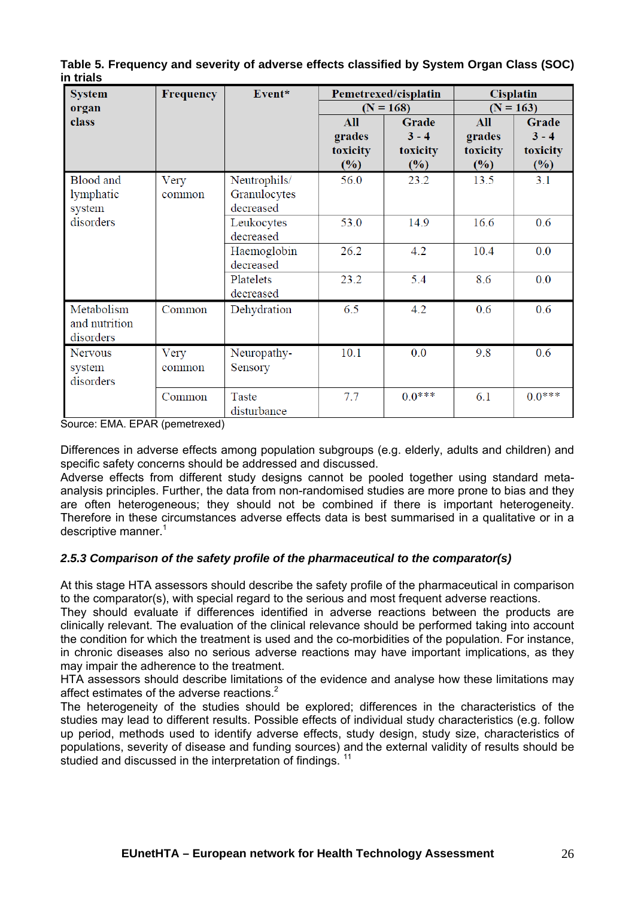**Table 5. Frequency and severity of adverse effects classified by System Organ Class (SOC) in trials**

| System organ class | Frequency | Event* | Pemetrexed/cisplatin (N = 168) | | Cisplatin (N = 163) | |
|---|---|---|---|---|---|---|
| | | | All grades toxicity (%) | Grade 3 - 4 toxicity (%) | All grades toxicity (%) | Grade 3 - 4 toxicity (%) |
| Blood and lymphatic system disorders | Very common | Neutrophils/ Granulocytes decreased | 56.0 | 23.2 | 13.5 | 3.1 |
| | | Leukocytes decreased | 53.0 | 14.9 | 16.6 | 0.6 |
| | | Haemoglobin decreased | 26.2 | 4.2 | 10.4 | 0.0 |
| | | Platelets decreased | 23.2 | 5.4 | 8.6 | 0.0 |
| Metabolism and nutrition disorders | Common | Dehydration | 6.5 | 4.2 | 0.6 | 0.6 |
| Nervous system disorders | Very common | Neuropathy-Sensory | 10.1 | 0.0 | 9.8 | 0.6 |
| | Common | Taste disturbance | 7.7 | 0.0*** | 6.1 | 0.0*** |

Source: EMA. EPAR (pemetrexed)

Differences in adverse effects among population subgroups (e.g. elderly, adults and children) and specific safety concerns should be addressed and discussed.
Adverse effects from different study designs cannot be pooled together using standard meta-analysis principles. Further, the data from non-randomised studies are more prone to bias and they are often heterogeneous; they should not be combined if there is important heterogeneity. Therefore in these circumstances adverse effects data is best summarised in a qualitative or in a descriptive manner.[1]

### *2.5.3 Comparison of the safety profile of the pharmaceutical to the comparator(s)*

At this stage HTA assessors should describe the safety profile of the pharmaceutical in comparison to the comparator(s), with special regard to the serious and most frequent adverse reactions.
They should evaluate if differences identified in adverse reactions between the products are clinically relevant. The evaluation of the clinical relevance should be performed taking into account the condition for which the treatment is used and the co-morbidities of the population. For instance, in chronic diseases also no serious adverse reactions may have important implications, as they may impair the adherence to the treatment.
HTA assessors should describe limitations of the evidence and analyse how these limitations may affect estimates of the adverse reactions.[2]
The heterogeneity of the studies should be explored; differences in the characteristics of the studies may lead to different results. Possible effects of individual study characteristics (e.g. follow up period, methods used to identify adverse effects, study design, study size, characteristics of populations, severity of disease and funding sources) and the external validity of results should be studied and discussed in the interpretation of findings. [11]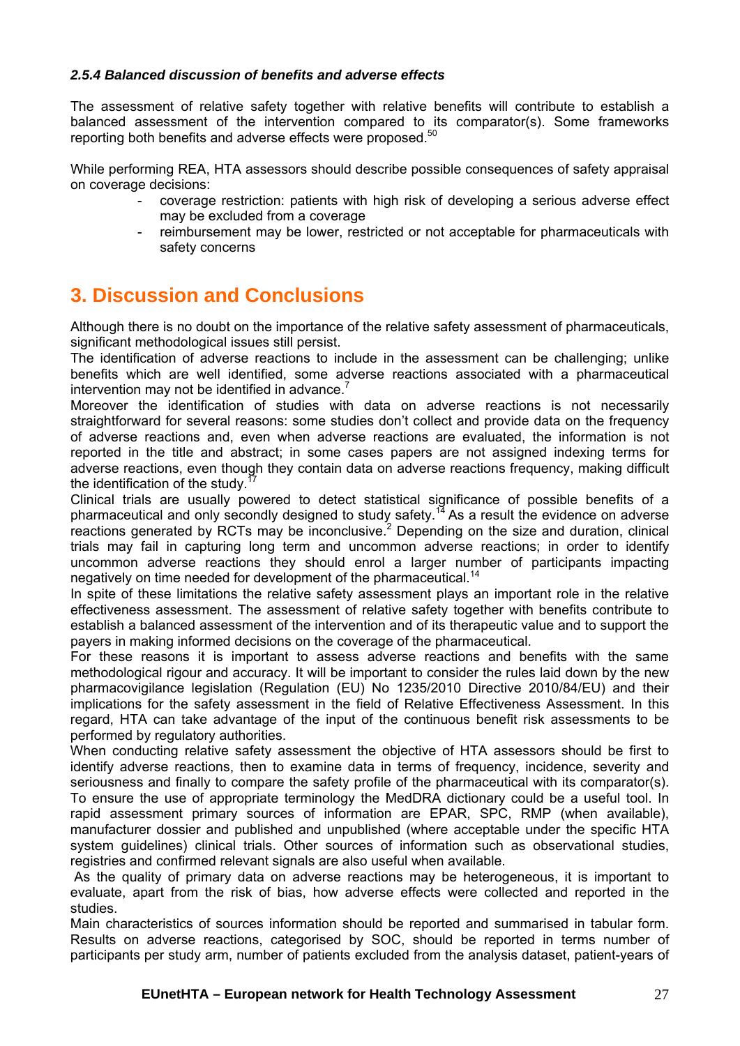#### *2.5.4 Balanced discussion of benefits and adverse effects*

The assessment of relative safety together with relative benefits will contribute to establish a balanced assessment of the intervention compared to its comparator(s). Some frameworks reporting both benefits and adverse effects were proposed.[50]

While performing REA, HTA assessors should describe possible consequences of safety appraisal on coverage decisions:

- coverage restriction: patients with high risk of developing a serious adverse effect may be excluded from a coverage
- reimbursement may be lower, restricted or not acceptable for pharmaceuticals with safety concerns

# 3. Discussion and Conclusions

Although there is no doubt on the importance of the relative safety assessment of pharmaceuticals, significant methodological issues still persist.

The identification of adverse reactions to include in the assessment can be challenging; unlike benefits which are well identified, some adverse reactions associated with a pharmaceutical intervention may not be identified in advance.[7]

Moreover the identification of studies with data on adverse reactions is not necessarily straightforward for several reasons: some studies don't collect and provide data on the frequency of adverse reactions and, even when adverse reactions are evaluated, the information is not reported in the title and abstract; in some cases papers are not assigned indexing terms for adverse reactions, even though they contain data on adverse reactions frequency, making difficult the identification of the study.[17]

Clinical trials are usually powered to detect statistical significance of possible benefits of a pharmaceutical and only secondly designed to study safety.[14] As a result the evidence on adverse reactions generated by RCTs may be inconclusive.[2] Depending on the size and duration, clinical trials may fail in capturing long term and uncommon adverse reactions; in order to identify uncommon adverse reactions they should enrol a larger number of participants impacting negatively on time needed for development of the pharmaceutical.[14]

In spite of these limitations the relative safety assessment plays an important role in the relative effectiveness assessment. The assessment of relative safety together with benefits contribute to establish a balanced assessment of the intervention and of its therapeutic value and to support the payers in making informed decisions on the coverage of the pharmaceutical.

For these reasons it is important to assess adverse reactions and benefits with the same methodological rigour and accuracy. It will be important to consider the rules laid down by the new pharmacovigilance legislation (Regulation (EU) No 1235/2010 Directive 2010/84/EU) and their implications for the safety assessment in the field of Relative Effectiveness Assessment. In this regard, HTA can take advantage of the input of the continuous benefit risk assessments to be performed by regulatory authorities.

When conducting relative safety assessment the objective of HTA assessors should be first to identify adverse reactions, then to examine data in terms of frequency, incidence, severity and seriousness and finally to compare the safety profile of the pharmaceutical with its comparator(s). To ensure the use of appropriate terminology the MedDRA dictionary could be a useful tool. In rapid assessment primary sources of information are EPAR, SPC, RMP (when available), manufacturer dossier and published and unpublished (where acceptable under the specific HTA system guidelines) clinical trials. Other sources of information such as observational studies, registries and confirmed relevant signals are also useful when available.

As the quality of primary data on adverse reactions may be heterogeneous, it is important to evaluate, apart from the risk of bias, how adverse effects were collected and reported in the studies.

Main characteristics of sources information should be reported and summarised in tabular form. Results on adverse reactions, categorised by SOC, should be reported in terms number of participants per study arm, number of patients excluded from the analysis dataset, patient-years of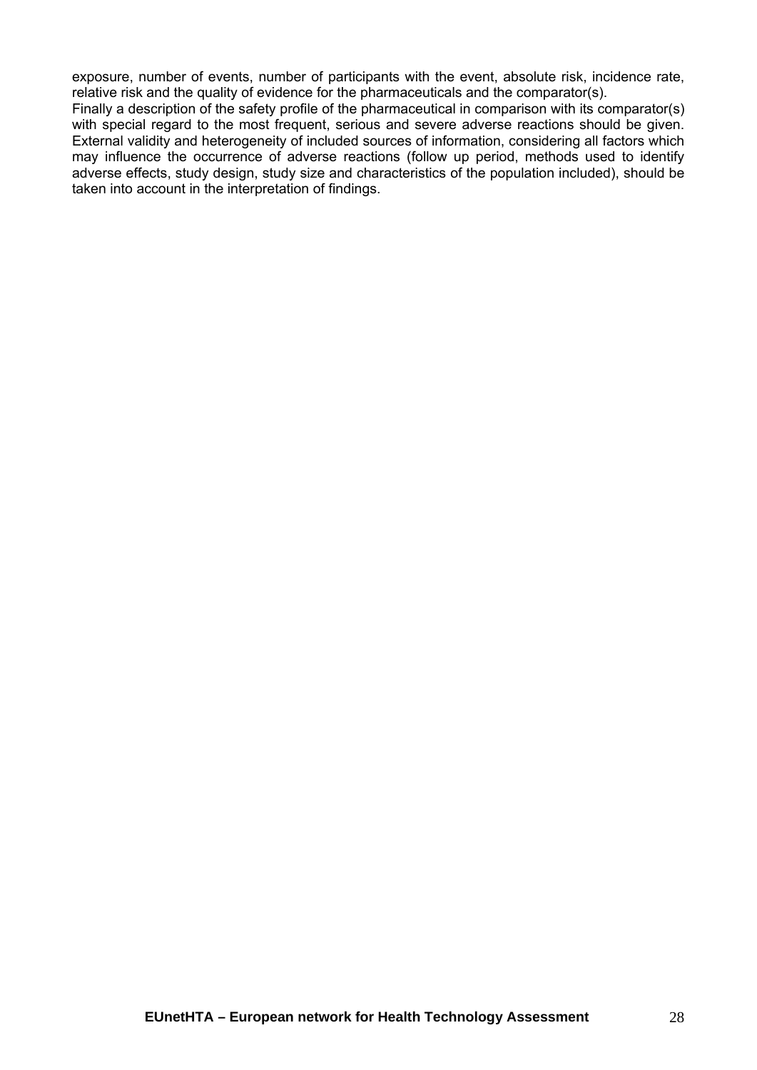exposure, number of events, number of participants with the event, absolute risk, incidence rate, relative risk and the quality of evidence for the pharmaceuticals and the comparator(s).

Finally a description of the safety profile of the pharmaceutical in comparison with its comparator(s) with special regard to the most frequent, serious and severe adverse reactions should be given. External validity and heterogeneity of included sources of information, considering all factors which may influence the occurrence of adverse reactions (follow up period, methods used to identify adverse effects, study design, study size and characteristics of the population included), should be taken into account in the interpretation of findings.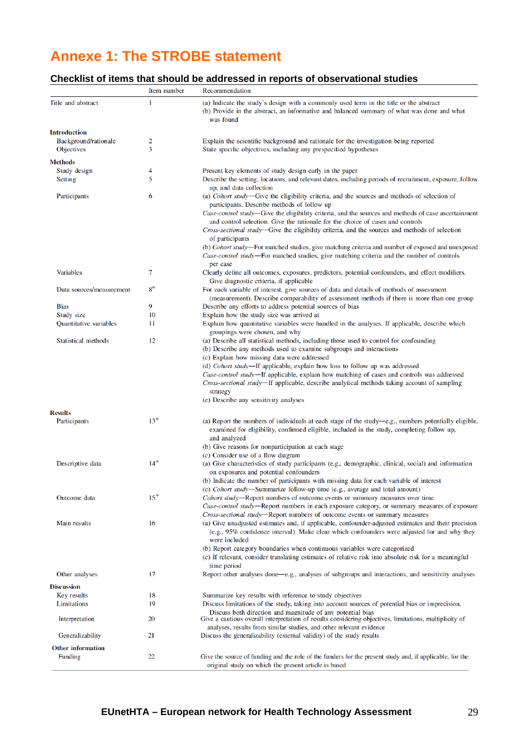# Annexe 1: The STROBE statement

## Checklist of items that should be addressed in reports of observational studies

| | Item number | Recommendation |
|---|---|---|
| Title and abstract | 1 | (a) Indicate the study's design with a commonly used term in the title or the abstract<br>(b) Provide in the abstract, an informative and balanced summary of what was done and what was found |
| **Introduction** | | |
| Background/rationale | 2 | Explain the scientific background and rationale for the investigation being reported |
| Objectives | 3 | State specific objectives, including any prespecified hypotheses |
| **Methods** | | |
| Study design | 4 | Present key elements of study design early in the paper |
| Setting | 5 | Describe the setting, locations, and relevant dates, including periods of recruitment, exposure, follow up, and data collection |
| Participants | 6 | (a) *Cohort study*—Give the eligibility criteria, and the sources and methods of selection of participants. Describe methods of follow up<br>*Case-control study*—Give the eligibility criteria, and the sources and methods of case ascertainment and control selection. Give the rationale for the choice of cases and controls<br>*Cross-sectional study*—Give the eligibility criteria, and the sources and methods of selection of participants<br>(b) *Cohort study*—For matched studies, give matching criteria and number of exposed and unexposed<br>*Case-control study*—For matched studies, give matching criteria and the number of controls per case |
| Variables | 7 | Clearly define all outcomes, exposures, predictors, potential confounders, and effect modifiers. Give diagnostic criteria, if applicable |
| Data sources/measurement | 8* | For each variable of interest, give sources of data and details of methods of assessment (measurement). Describe comparability of assessment methods if there is more than one group |
| Bias | 9 | Describe any efforts to address potential sources of bias |
| Study size | 10 | Explain how the study size was arrived at |
| Quantitative variables | 11 | Explain how quantitative variables were handled in the analyses. If applicable, describe which groupings were chosen, and why |
| Statistical methods | 12 | (a) Describe all statistical methods, including those used to control for confounding<br>(b) Describe any methods used to examine subgroups and interactions<br>(c) Explain how missing data were addressed<br>(d) *Cohort study*—If applicable, explain how loss to follow up was addressed<br>*Case-control study*—If applicable, explain how matching of cases and controls was addressed<br>*Cross-sectional study*—If applicable, describe analytical methods taking account of sampling strategy<br>(e) Describe any sensitivity analyses |
| **Results** | | |
| Participants | 13* | (a) Report the numbers of individuals at each stage of the study—e.g., numbers potentially eligible, examined for eligibility, confirmed eligible, included in the study, completing follow up, and analyzed<br>(b) Give reasons for nonparticipation at each stage<br>(c) Consider use of a flow diagram |
| Descriptive data | 14* | (a) Give characteristics of study participants (e.g., demographic, clinical, social) and information on exposures and potential confounders<br>(b) Indicate the number of participants with missing data for each variable of interest<br>(c) *Cohort study*—Summarize follow-up time (e.g., average and total amount) |
| Outcome data | 15* | *Cohort study*—Report numbers of outcome events or summary measures over time<br>*Case-control study*—Report numbers in each exposure category, or summary measures of exposure<br>*Cross-sectional study*—Report numbers of outcome events or summary measures |
| Main results | 16 | (a) Give unadjusted estimates and, if applicable, confounder-adjusted estimates and their precision (e.g., 95% confidence interval). Make clear which confounders were adjusted for and why they were included<br>(b) Report category boundaries when continuous variables were categorized<br>(c) If relevant, consider translating estimates of relative risk into absolute risk for a meaningful time period |
| Other analyses | 17 | Report other analyses done—e.g., analyses of subgroups and interactions, and sensitivity analyses |
| **Discussion** | | |
| Key results | 18 | Summarize key results with reference to study objectives |
| Limitations | 19 | Discuss limitations of the study, taking into account sources of potential bias or imprecision. Discuss both direction and magnitude of any potential bias |
| Interpretation | 20 | Give a cautious overall interpretation of results considering objectives, limitations, multiplicity of analyses, results from similar studies, and other relevant evidence |
| Generalizability | 21 | Discuss the generalizability (external validity) of the study results |
| **Other information** | | |
| Funding | 22 | Give the source of funding and the role of the funders for the present study and, if applicable, for the original study on which the present article is based |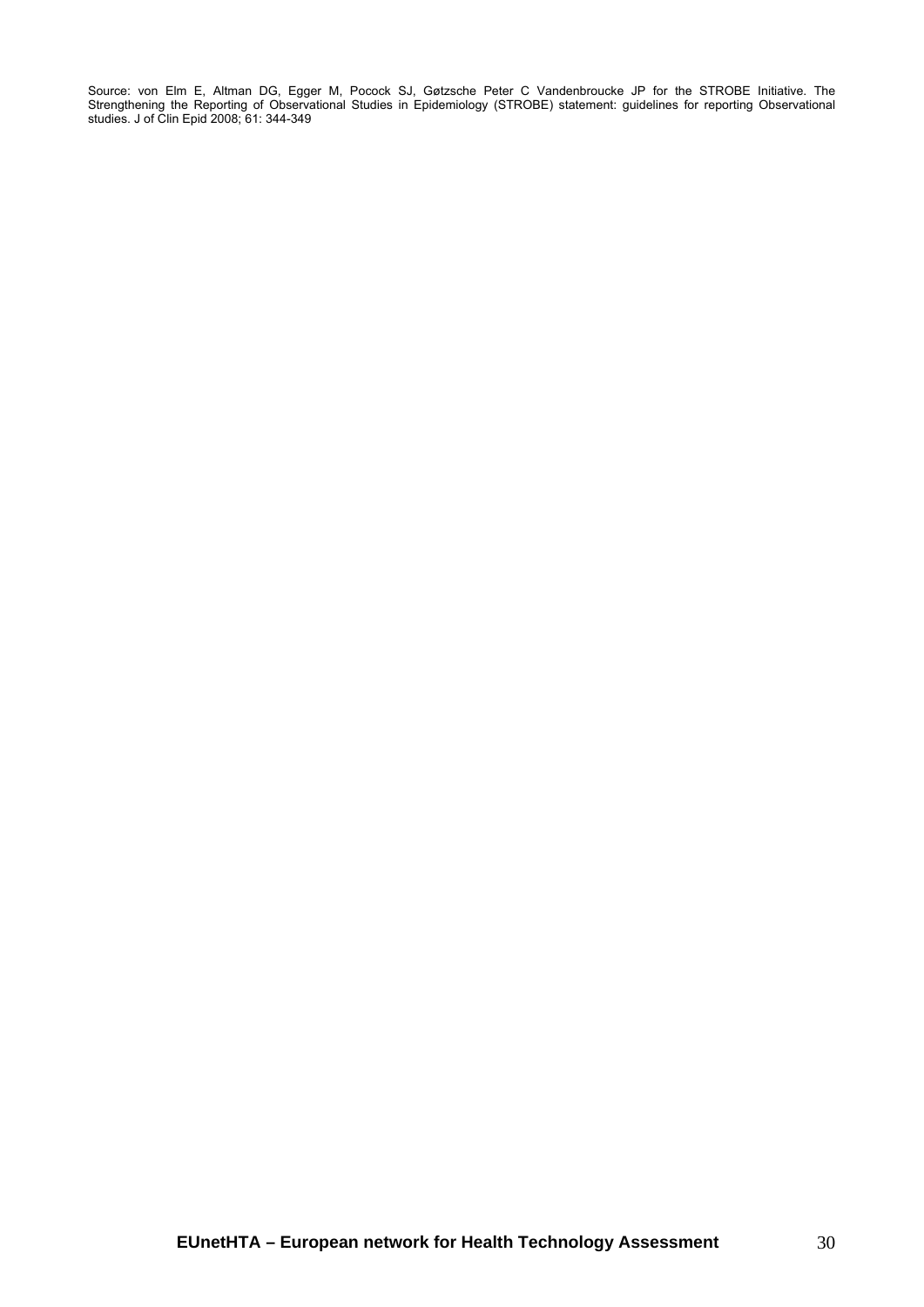Source: von Elm E, Altman DG, Egger M, Pocock SJ, Gøtzsche Peter C Vandenbroucke JP for the STROBE Initiative. The Strengthening the Reporting of Observational Studies in Epidemiology (STROBE) statement: guidelines for reporting Observational studies. J of Clin Epid 2008; 61: 344-349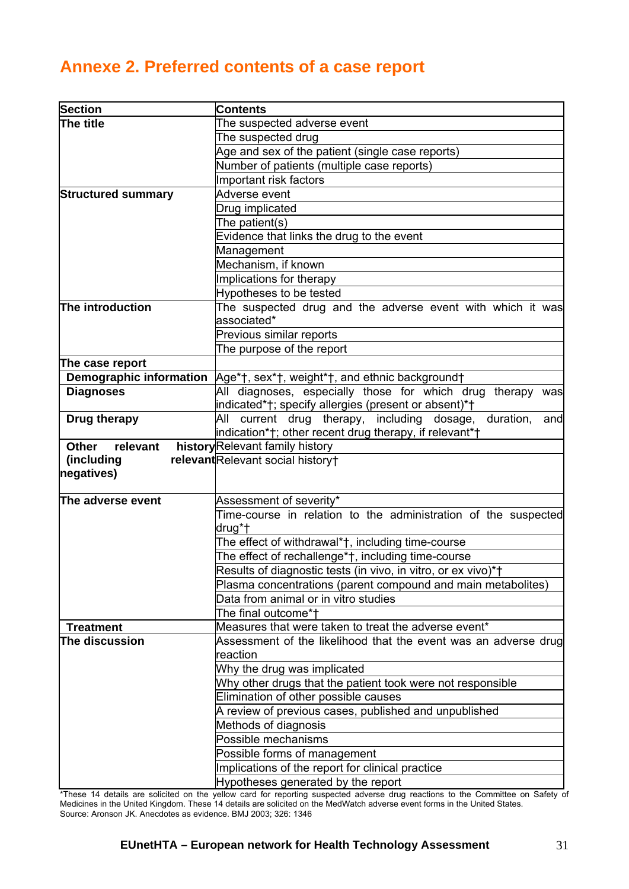## Annexe 2. Preferred contents of a case report

| Section | Contents |
|---|---|
| **The title** | The suspected adverse event |
| | The suspected drug |
| | Age and sex of the patient (single case reports) |
| | Number of patients (multiple case reports) |
| | Important risk factors |
| **Structured summary** | Adverse event |
| | Drug implicated |
| | The patient(s) |
| | Evidence that links the drug to the event |
| | Management |
| | Mechanism, if known |
| | Implications for therapy |
| | Hypotheses to be tested |
| **The introduction** | The suspected drug and the adverse event with which it was associated* |
| | Previous similar reports |
| | The purpose of the report |
| **The case report** | |
| **Demographic information** | Age*†, sex*†, weight*†, and ethnic background† |
| **Diagnoses** | All diagnoses, especially those for which drug therapy was indicated*†; specify allergies (present or absent)*† |
| **Drug therapy** | All current drug therapy, including dosage, duration, and indication*†; other recent drug therapy, if relevant*† |
| **Other relevant history (including relevant negatives)** | Relevant family history |
| | Relevant social history† |
| **The adverse event** | Assessment of severity* |
| | Time-course in relation to the administration of the suspected drug*† |
| | The effect of withdrawal*†, including time-course |
| | The effect of rechallenge*†, including time-course |
| | Results of diagnostic tests (in vivo, in vitro, or ex vivo)*† |
| | Plasma concentrations (parent compound and main metabolites) |
| | Data from animal or in vitro studies |
| | The final outcome*† |
| **Treatment** | Measures that were taken to treat the adverse event* |
| **The discussion** | Assessment of the likelihood that the event was an adverse drug reaction |
| | Why the drug was implicated |
| | Why other drugs that the patient took were not responsible |
| | Elimination of other possible causes |
| | A review of previous cases, published and unpublished |
| | Methods of diagnosis |
| | Possible mechanisms |
| | Possible forms of management |
| | Implications of the report for clinical practice |
| | Hypotheses generated by the report |

*These 14 details are solicited on the yellow card for reporting suspected adverse drug reactions to the Committee on Safety of Medicines in the United Kingdom. These 14 details are solicited on the MedWatch adverse event forms in the United States.
Source: Aronson JK. Anecdotes as evidence. BMJ 2003; 326: 1346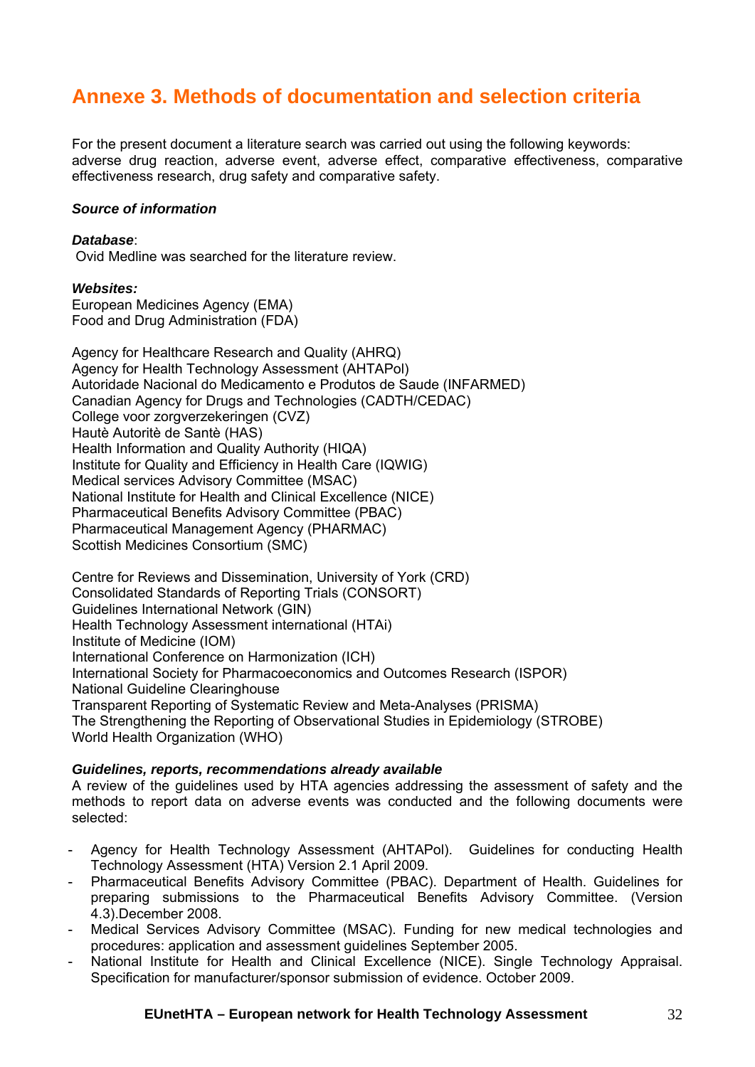# Annexe 3. Methods of documentation and selection criteria

For the present document a literature search was carried out using the following keywords: adverse drug reaction, adverse event, adverse effect, comparative effectiveness, comparative effectiveness research, drug safety and comparative safety.

***Source of information***

***Database***:
Ovid Medline was searched for the literature review.

***Websites:***
European Medicines Agency (EMA)
Food and Drug Administration (FDA)

Agency for Healthcare Research and Quality (AHRQ)
Agency for Health Technology Assessment (AHTAPol)
Autoridade Nacional do Medicamento e Produtos de Saude (INFARMED)
Canadian Agency for Drugs and Technologies (CADTH/CEDAC)
College voor zorgverzekeringen (CVZ)
Hautè Autoritè de Santè (HAS)
Health Information and Quality Authority (HIQA)
Institute for Quality and Efficiency in Health Care (IQWIG)
Medical services Advisory Committee (MSAC)
National Institute for Health and Clinical Excellence (NICE)
Pharmaceutical Benefits Advisory Committee (PBAC)
Pharmaceutical Management Agency (PHARMAC)
Scottish Medicines Consortium (SMC)

Centre for Reviews and Dissemination, University of York (CRD)
Consolidated Standards of Reporting Trials (CONSORT)
Guidelines International Network (GIN)
Health Technology Assessment international (HTAi)
Institute of Medicine (IOM)
International Conference on Harmonization (ICH)
International Society for Pharmacoeconomics and Outcomes Research (ISPOR)
National Guideline Clearinghouse
Transparent Reporting of Systematic Review and Meta-Analyses (PRISMA)
The Strengthening the Reporting of Observational Studies in Epidemiology (STROBE)
World Health Organization (WHO)

***Guidelines, reports, recommendations already available***
A review of the guidelines used by HTA agencies addressing the assessment of safety and the methods to report data on adverse events was conducted and the following documents were selected:

- Agency for Health Technology Assessment (AHTAPol). Guidelines for conducting Health Technology Assessment (HTA) Version 2.1 April 2009.
- Pharmaceutical Benefits Advisory Committee (PBAC). Department of Health. Guidelines for preparing submissions to the Pharmaceutical Benefits Advisory Committee. (Version 4.3).December 2008.
- Medical Services Advisory Committee (MSAC). Funding for new medical technologies and procedures: application and assessment guidelines September 2005.
- National Institute for Health and Clinical Excellence (NICE). Single Technology Appraisal. Specification for manufacturer/sponsor submission of evidence. October 2009.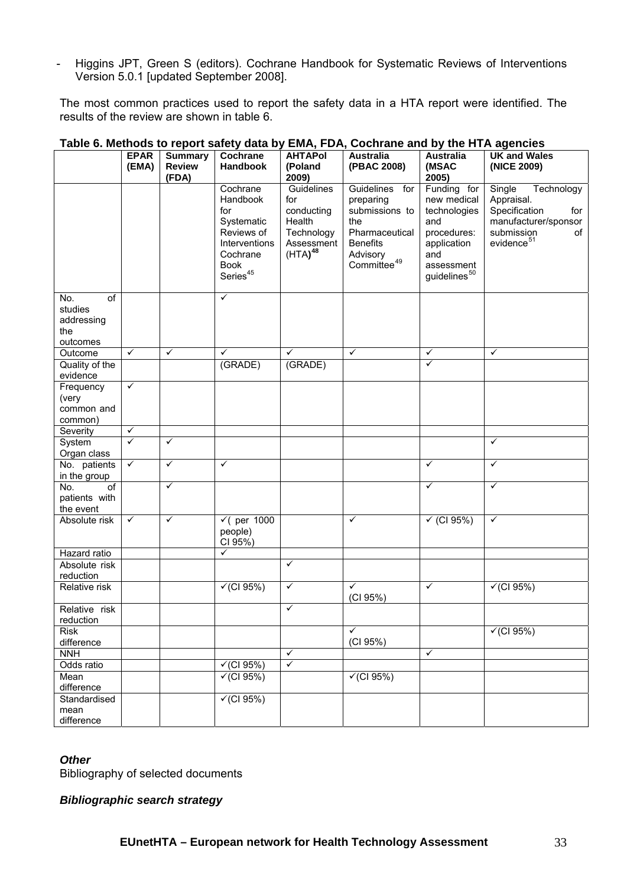- Higgins JPT, Green S (editors). Cochrane Handbook for Systematic Reviews of Interventions Version 5.0.1 [updated September 2008].

The most common practices used to report the safety data in a HTA report were identified. The results of the review are shown in table 6.

**Table 6. Methods to report safety data by EMA, FDA, Cochrane and by the HTA agencies**

| | EPAR (EMA) | Summary Review (FDA) | Cochrane Handbook | AHTAPol (Poland 2009) | Australia (PBAC 2008) | Australia (MSAC 2005) | UK and Wales (NICE 2009) |
|---|---|---|---|---|---|---|---|
| | | | Cochrane Handbook for Systematic Reviews of Interventions Cochrane Book Series[45] | Guidelines for conducting Health Technology Assessment (HTA)[48] | Guidelines for preparing submissions to the Pharmaceutical Benefits Advisory Committee[49] | Funding for new medical technologies and procedures: application and assessment guidelines[50] | Single Technology Appraisal. Specification for manufacturer/sponsor submission of evidence[51] |
| No. of studies addressing the outcomes | | | ✓ | | | | |
| Outcome | ✓ | ✓ | ✓ | ✓ | ✓ | ✓ | ✓ |
| Quality of the evidence | | | (GRADE) | (GRADE) | | ✓ | |
| Frequency (very common and common) | ✓ | | | | | | |
| Severity | ✓ | | | | | | |
| System Organ class | ✓ | ✓ | | | | | ✓ |
| No. patients in the group | ✓ | ✓ | ✓ | | | ✓ | ✓ |
| No. of patients with the event | | ✓ | | | | ✓ | ✓ |
| Absolute risk | ✓ | ✓ | ✓( per 1000 people) CI 95%) | | ✓ | ✓ (CI 95%) | ✓ |
| Hazard ratio | | | ✓ | | | | |
| Absolute risk reduction | | | | ✓ | | | |
| Relative risk | | | ✓(CI 95%) | ✓ | ✓ (CI 95%) | ✓ | ✓(CI 95%) |
| Relative risk reduction | | | | ✓ | | | |
| Risk difference | | | | | ✓ (CI 95%) | | ✓(CI 95%) |
| NNH | | | | ✓ | | ✓ | |
| Odds ratio | | | ✓(CI 95%) | ✓ | | | |
| Mean difference | | | ✓(CI 95%) | | ✓(CI 95%) | | |
| Standardised mean difference | | | ✓(CI 95%) | | | | |

***Other***

Bibliography of selected documents

***Bibliographic search strategy***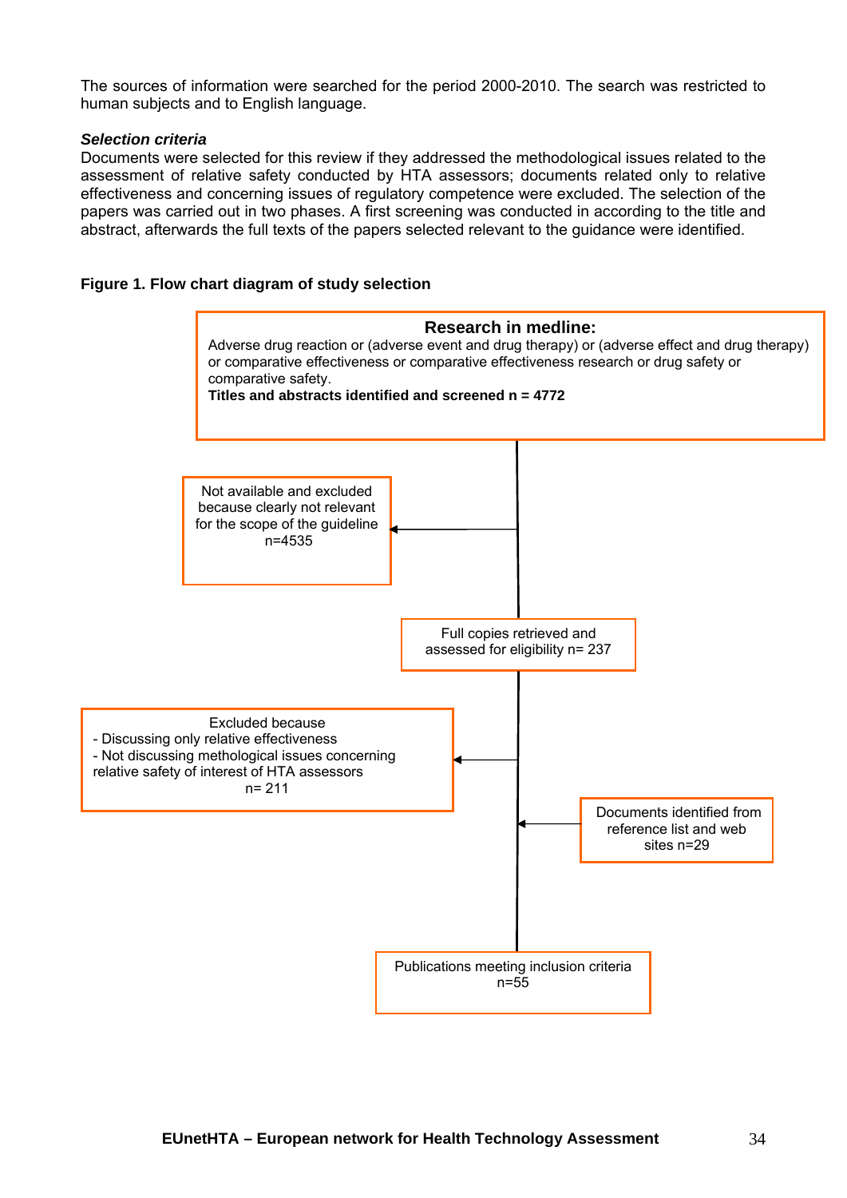The sources of information were searched for the period 2000-2010. The search was restricted to human subjects and to English language.

***Selection criteria***

Documents were selected for this review if they addressed the methodological issues related to the assessment of relative safety conducted by HTA assessors; documents related only to relative effectiveness and concerning issues of regulatory competence were excluded. The selection of the papers was carried out in two phases. A first screening was conducted in according to the title and abstract, afterwards the full texts of the papers selected relevant to the guidance were identified.

**Figure 1. Flow chart diagram of study selection**

**Research in medline:**
Adverse drug reaction or (adverse event and drug therapy) or (adverse effect and drug therapy) or comparative effectiveness or comparative effectiveness research or drug safety or comparative safety.
**Titles and abstracts identified and screened n = 4772**

Not available and excluded because clearly not relevant for the scope of the guideline n=4535

Full copies retrieved and assessed for eligibility n= 237

Excluded because
- Discussing only relative effectiveness
- Not discussing methological issues concerning relative safety of interest of HTA assessors
n= 211

Documents identified from reference list and web sites n=29

Publications meeting inclusion criteria n=55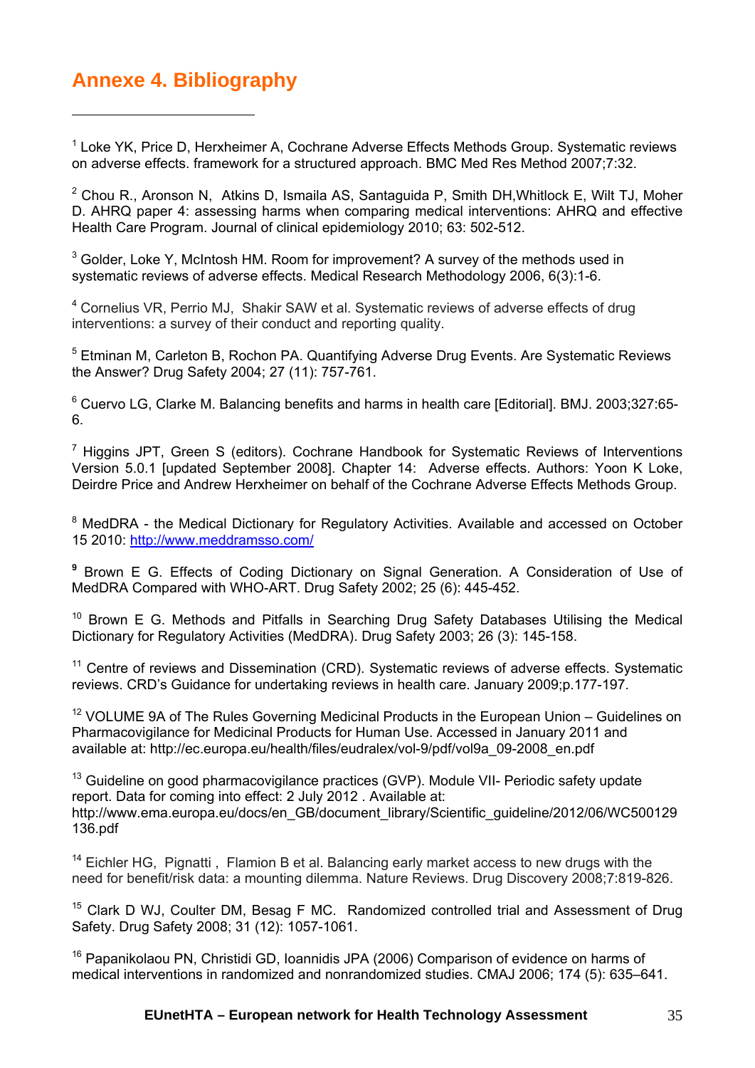# Annexe 4. Bibliography

[1] Loke YK, Price D, Herxheimer A, Cochrane Adverse Effects Methods Group. Systematic reviews on adverse effects. framework for a structured approach. BMC Med Res Method 2007;7:32.

[2] Chou R., Aronson N, Atkins D, Ismaila AS, Santaguida P, Smith DH,Whitlock E, Wilt TJ, Moher D. AHRQ paper 4: assessing harms when comparing medical interventions: AHRQ and effective Health Care Program. Journal of clinical epidemiology 2010; 63: 502-512.

[3] Golder, Loke Y, McIntosh HM. Room for improvement? A survey of the methods used in systematic reviews of adverse effects. Medical Research Methodology 2006, 6(3):1-6.

[4] Cornelius VR, Perrio MJ, Shakir SAW et al. Systematic reviews of adverse effects of drug interventions: a survey of their conduct and reporting quality.

[5] Etminan M, Carleton B, Rochon PA. Quantifying Adverse Drug Events. Are Systematic Reviews the Answer? Drug Safety 2004; 27 (11): 757-761.

[6] Cuervo LG, Clarke M. Balancing benefits and harms in health care [Editorial]. BMJ. 2003;327:65-6.

[7] Higgins JPT, Green S (editors). Cochrane Handbook for Systematic Reviews of Interventions Version 5.0.1 [updated September 2008]. Chapter 14: Adverse effects. Authors: Yoon K Loke, Deirdre Price and Andrew Herxheimer on behalf of the Cochrane Adverse Effects Methods Group.

[8] MedDRA - the Medical Dictionary for Regulatory Activities. Available and accessed on October 15 2010: http://www.meddramsso.com/

[9] Brown E G. Effects of Coding Dictionary on Signal Generation. A Consideration of Use of MedDRA Compared with WHO-ART. Drug Safety 2002; 25 (6): 445-452.

[10] Brown E G. Methods and Pitfalls in Searching Drug Safety Databases Utilising the Medical Dictionary for Regulatory Activities (MedDRA). Drug Safety 2003; 26 (3): 145-158.

[11] Centre of reviews and Dissemination (CRD). Systematic reviews of adverse effects. Systematic reviews. CRD's Guidance for undertaking reviews in health care. January 2009;p.177-197.

[12] VOLUME 9A of The Rules Governing Medicinal Products in the European Union – Guidelines on Pharmacovigilance for Medicinal Products for Human Use. Accessed in January 2011 and available at: http://ec.europa.eu/health/files/eudralex/vol-9/pdf/vol9a_09-2008_en.pdf

[13] Guideline on good pharmacovigilance practices (GVP). Module VII- Periodic safety update report. Data for coming into effect: 2 July 2012 . Available at: http://www.ema.europa.eu/docs/en_GB/document_library/Scientific_guideline/2012/06/WC500129136.pdf

[14] Eichler HG, Pignatti , Flamion B et al. Balancing early market access to new drugs with the need for benefit/risk data: a mounting dilemma. Nature Reviews. Drug Discovery 2008;7:819-826.

[15] Clark D WJ, Coulter DM, Besag F MC. Randomized controlled trial and Assessment of Drug Safety. Drug Safety 2008; 31 (12): 1057-1061.

[16] Papanikolaou PN, Christidi GD, Ioannidis JPA (2006) Comparison of evidence on harms of medical interventions in randomized and nonrandomized studies. CMAJ 2006; 174 (5): 635–641.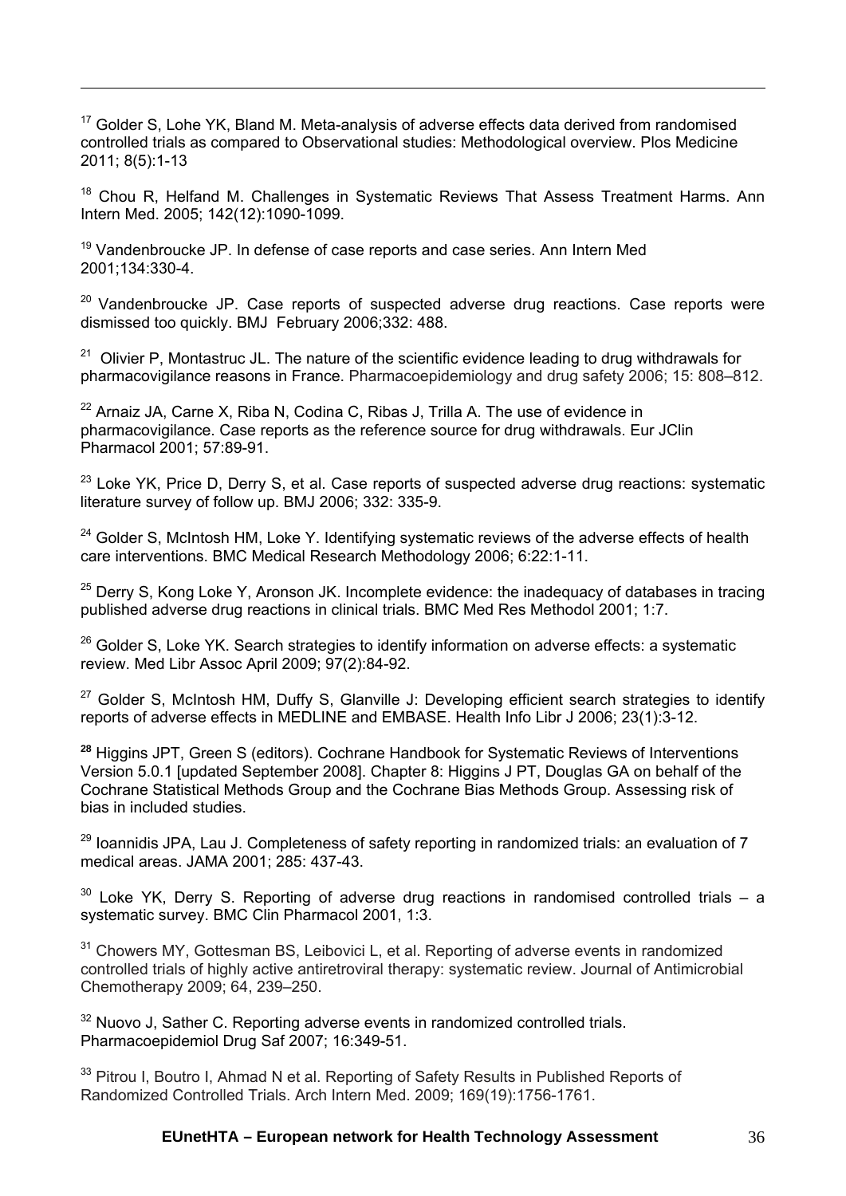[17] Golder S, Lohe YK, Bland M. Meta-analysis of adverse effects data derived from randomised controlled trials as compared to Observational studies: Methodological overview. Plos Medicine 2011; 8(5):1-13

[18] Chou R, Helfand M. Challenges in Systematic Reviews That Assess Treatment Harms. Ann Intern Med. 2005; 142(12):1090-1099.

[19] Vandenbroucke JP. In defense of case reports and case series. Ann Intern Med 2001;134:330-4.

[20] Vandenbroucke JP. Case reports of suspected adverse drug reactions. Case reports were dismissed too quickly. BMJ February 2006;332: 488.

[21] Olivier P, Montastruc JL. The nature of the scientific evidence leading to drug withdrawals for pharmacovigilance reasons in France. Pharmacoepidemiology and drug safety 2006; 15: 808–812.

[22] Arnaiz JA, Carne X, Riba N, Codina C, Ribas J, Trilla A. The use of evidence in pharmacovigilance. Case reports as the reference source for drug withdrawals. Eur JClin Pharmacol 2001; 57:89-91.

[23] Loke YK, Price D, Derry S, et al. Case reports of suspected adverse drug reactions: systematic literature survey of follow up. BMJ 2006; 332: 335-9.

[24] Golder S, McIntosh HM, Loke Y. Identifying systematic reviews of the adverse effects of health care interventions. BMC Medical Research Methodology 2006; 6:22:1-11.

[25] Derry S, Kong Loke Y, Aronson JK. Incomplete evidence: the inadequacy of databases in tracing published adverse drug reactions in clinical trials. BMC Med Res Methodol 2001; 1:7.

[26] Golder S, Loke YK. Search strategies to identify information on adverse effects: a systematic review. Med Libr Assoc April 2009; 97(2):84-92.

[27] Golder S, McIntosh HM, Duffy S, Glanville J: Developing efficient search strategies to identify reports of adverse effects in MEDLINE and EMBASE. Health Info Libr J 2006; 23(1):3-12.

**[28]** Higgins JPT, Green S (editors). Cochrane Handbook for Systematic Reviews of Interventions Version 5.0.1 [updated September 2008]. Chapter 8: Higgins J PT, Douglas GA on behalf of the Cochrane Statistical Methods Group and the Cochrane Bias Methods Group. Assessing risk of bias in included studies.

[29] Ioannidis JPA, Lau J. Completeness of safety reporting in randomized trials: an evaluation of 7 medical areas. JAMA 2001; 285: 437-43.

[30] Loke YK, Derry S. Reporting of adverse drug reactions in randomised controlled trials – a systematic survey. BMC Clin Pharmacol 2001, 1:3.

[31] Chowers MY, Gottesman BS, Leibovici L, et al. Reporting of adverse events in randomized controlled trials of highly active antiretroviral therapy: systematic review. Journal of Antimicrobial Chemotherapy 2009; 64, 239–250.

[32] Nuovo J, Sather C. Reporting adverse events in randomized controlled trials. Pharmacoepidemiol Drug Saf 2007; 16:349-51.

[33] Pitrou I, Boutro I, Ahmad N et al. Reporting of Safety Results in Published Reports of Randomized Controlled Trials. Arch Intern Med. 2009; 169(19):1756-1761.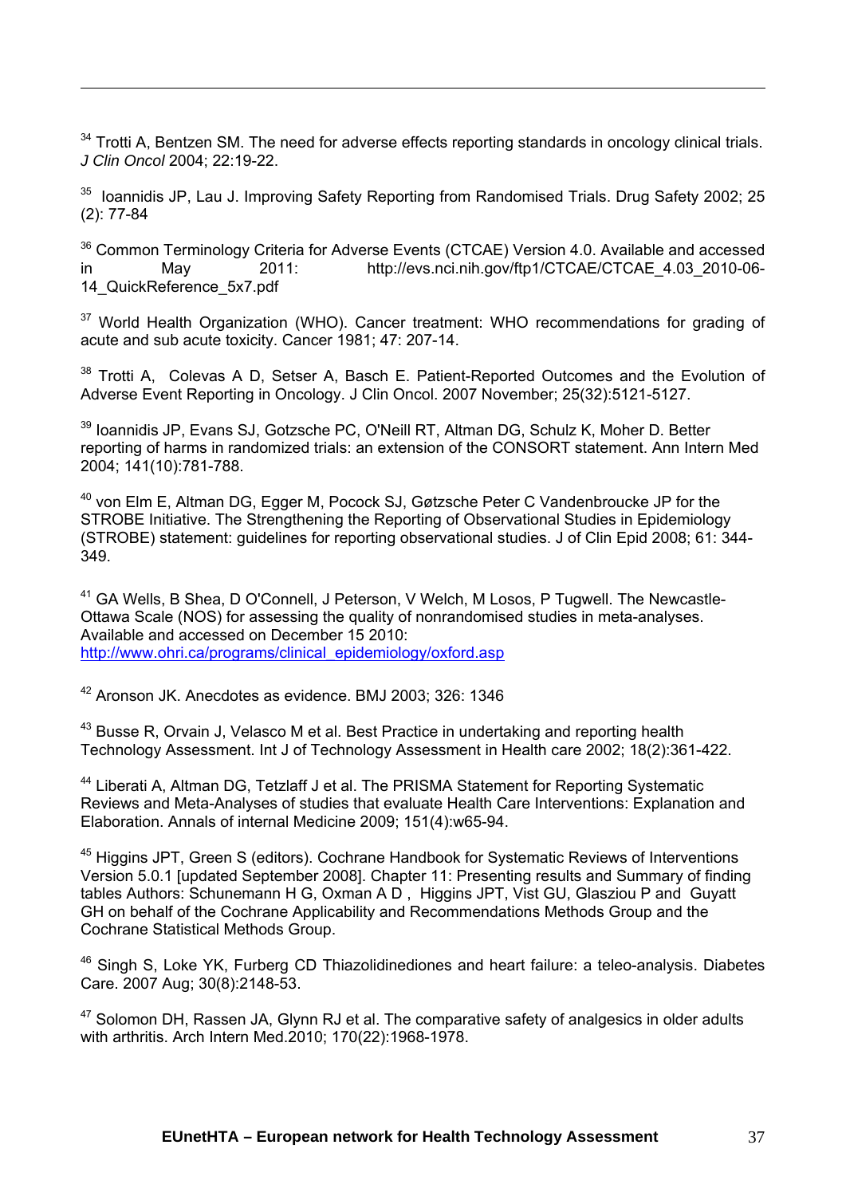[34] Trotti A, Bentzen SM. The need for adverse effects reporting standards in oncology clinical trials. *J Clin Oncol* 2004; 22:19-22.

[35] Ioannidis JP, Lau J. Improving Safety Reporting from Randomised Trials. Drug Safety 2002; 25 (2): 77-84

[36] Common Terminology Criteria for Adverse Events (CTCAE) Version 4.0. Available and accessed in May 2011: http://evs.nci.nih.gov/ftp1/CTCAE/CTCAE_4.03_2010-06-14_QuickReference_5x7.pdf

[37] World Health Organization (WHO). Cancer treatment: WHO recommendations for grading of acute and sub acute toxicity. Cancer 1981; 47: 207-14.

[38] Trotti A, Colevas A D, Setser A, Basch E. Patient-Reported Outcomes and the Evolution of Adverse Event Reporting in Oncology. J Clin Oncol. 2007 November; 25(32):5121-5127.

[39] Ioannidis JP, Evans SJ, Gotzsche PC, O'Neill RT, Altman DG, Schulz K, Moher D. Better reporting of harms in randomized trials: an extension of the CONSORT statement. Ann Intern Med 2004; 141(10):781-788.

[40] von Elm E, Altman DG, Egger M, Pocock SJ, Gøtzsche Peter C Vandenbroucke JP for the STROBE Initiative. The Strengthening the Reporting of Observational Studies in Epidemiology (STROBE) statement: guidelines for reporting observational studies. J of Clin Epid 2008; 61: 344-349.

[41] GA Wells, B Shea, D O'Connell, J Peterson, V Welch, M Losos, P Tugwell. The Newcastle-Ottawa Scale (NOS) for assessing the quality of nonrandomised studies in meta-analyses. Available and accessed on December 15 2010: http://www.ohri.ca/programs/clinical_epidemiology/oxford.asp

[42] Aronson JK. Anecdotes as evidence. BMJ 2003; 326: 1346

[43] Busse R, Orvain J, Velasco M et al. Best Practice in undertaking and reporting health Technology Assessment. Int J of Technology Assessment in Health care 2002; 18(2):361-422.

[44] Liberati A, Altman DG, Tetzlaff J et al. The PRISMA Statement for Reporting Systematic Reviews and Meta-Analyses of studies that evaluate Health Care Interventions: Explanation and Elaboration. Annals of internal Medicine 2009; 151(4):w65-94.

[45] Higgins JPT, Green S (editors). Cochrane Handbook for Systematic Reviews of Interventions Version 5.0.1 [updated September 2008]. Chapter 11: Presenting results and Summary of finding tables Authors: Schunemann H G, Oxman A D , Higgins JPT, Vist GU, Glasziou P and Guyatt GH on behalf of the Cochrane Applicability and Recommendations Methods Group and the Cochrane Statistical Methods Group.

[46] Singh S, Loke YK, Furberg CD Thiazolidinediones and heart failure: a teleo-analysis. Diabetes Care. 2007 Aug; 30(8):2148-53.

[47] Solomon DH, Rassen JA, Glynn RJ et al. The comparative safety of analgesics in older adults with arthritis. Arch Intern Med.2010; 170(22):1968-1978.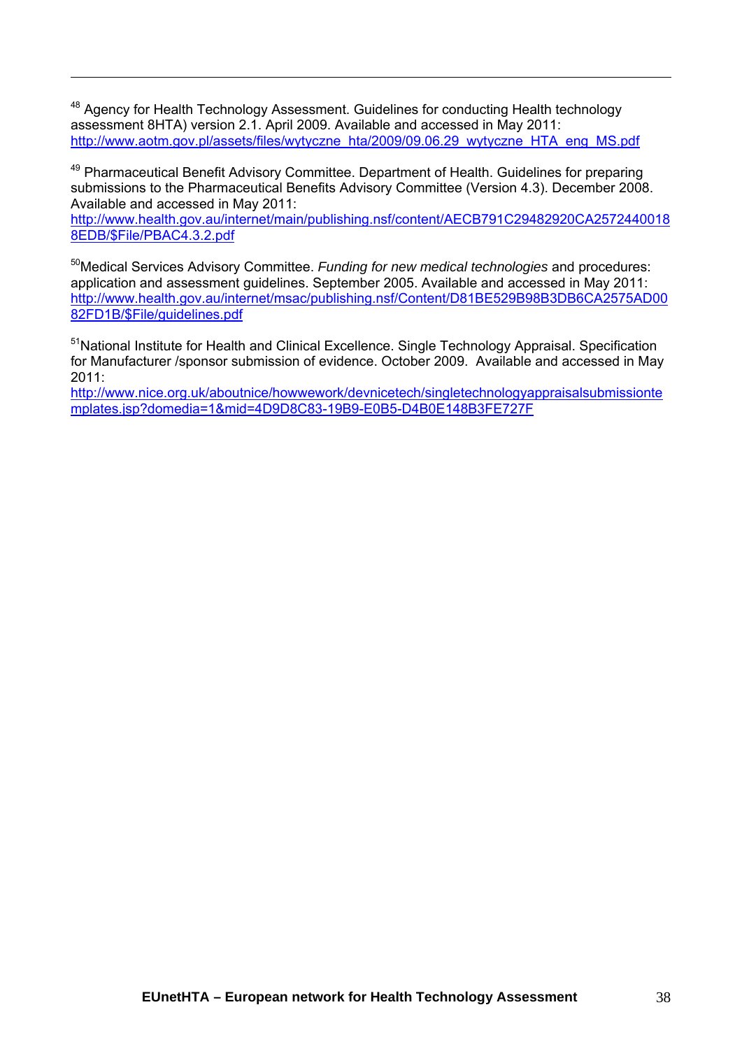[48] Agency for Health Technology Assessment. Guidelines for conducting Health technology assessment 8HTA) version 2.1. April 2009. Available and accessed in May 2011: http://www.aotm.gov.pl/assets/files/wytyczne_hta/2009/09.06.29_wytyczne_HTA_eng_MS.pdf

[49] Pharmaceutical Benefit Advisory Committee. Department of Health. Guidelines for preparing submissions to the Pharmaceutical Benefits Advisory Committee (Version 4.3). December 2008. Available and accessed in May 2011: http://www.health.gov.au/internet/main/publishing.nsf/content/AECB791C29482920CA25724400188EDB/$File/PBAC4.3.2.pdf

[50]Medical Services Advisory Committee. *Funding for new medical technologies* and procedures: application and assessment guidelines. September 2005. Available and accessed in May 2011: http://www.health.gov.au/internet/msac/publishing.nsf/Content/D81BE529B98B3DB6CA2575AD0082FD1B/$File/guidelines.pdf

[51]National Institute for Health and Clinical Excellence. Single Technology Appraisal. Specification for Manufacturer /sponsor submission of evidence. October 2009. Available and accessed in May 2011: http://www.nice.org.uk/aboutnice/howwework/devnicetech/singletechnologyappraisalsubmissiontemplates.jsp?domedia=1&mid=4D9D8C83-19B9-E0B5-D4B0E148B3FE727F